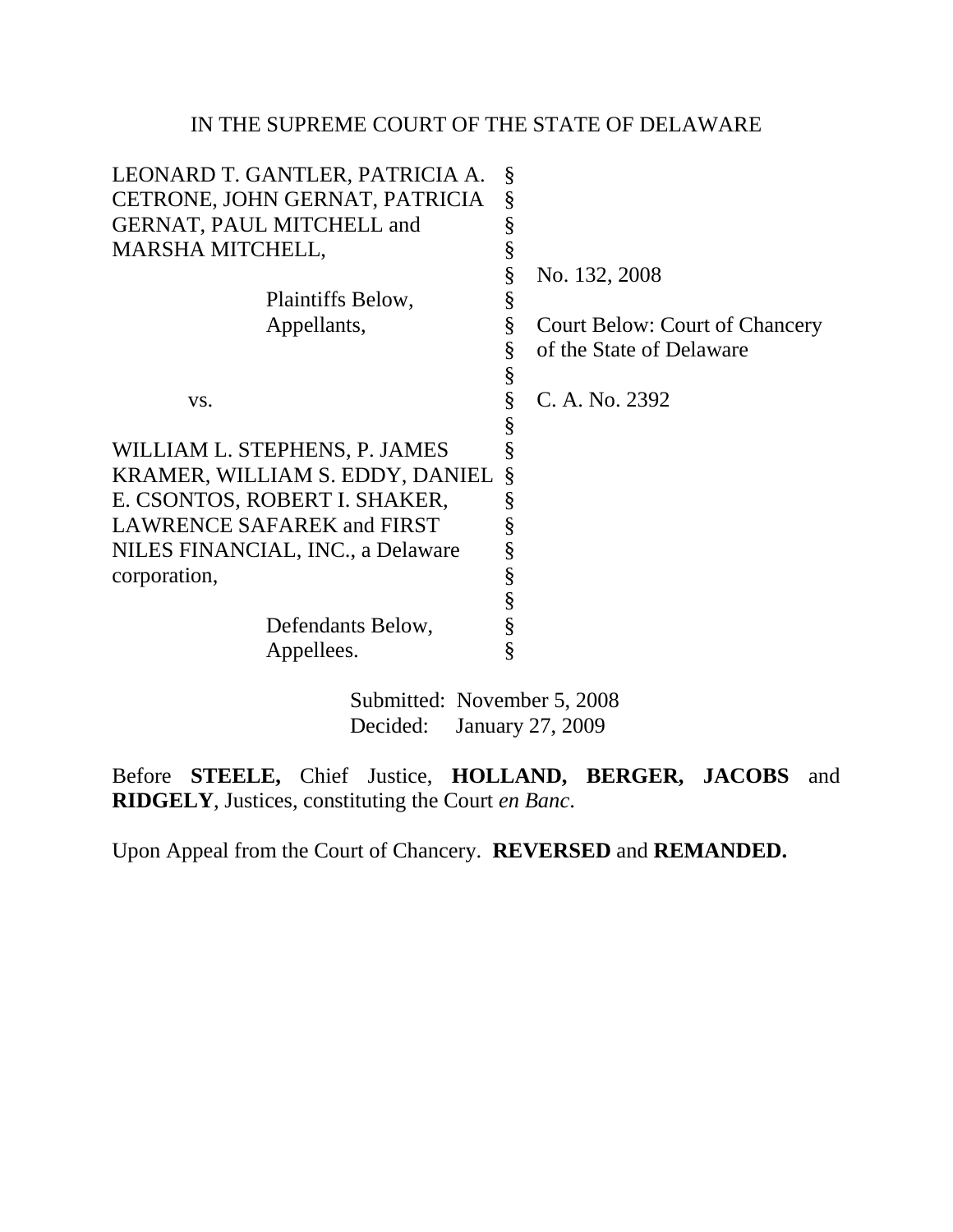IN THE SUPREME COURT OF THE STATE OF DELAWARE

| | | |
|---|---|---|
| LEONARD T. GANTLER, PATRICIA A. CETRONE, JOHN GERNAT, PATRICIA GERNAT, PAUL MITCHELL and MARSHA MITCHELL, | § | |
| | § | No. 132, 2008 |
| Plaintiffs Below, Appellants, | § | Court Below: Court of Chancery of the State of Delaware |
| | § | |
| vs. | § | C. A. No. 2392 |
| | § | |
| WILLIAM L. STEPHENS, P. JAMES KRAMER, WILLIAM S. EDDY, DANIEL E. CSONTOS, ROBERT I. SHAKER, LAWRENCE SAFAREK and FIRST NILES FINANCIAL, INC., a Delaware corporation, | § | |
| | § | |
| Defendants Below, Appellees. | § | |

Submitted: November 5, 2008
Decided: January 27, 2009

Before **STEELE,** Chief Justice, **HOLLAND, BERGER, JACOBS** and **RIDGELY**, Justices, constituting the Court *en Banc*.

Upon Appeal from the Court of Chancery. **REVERSED** and **REMANDED.**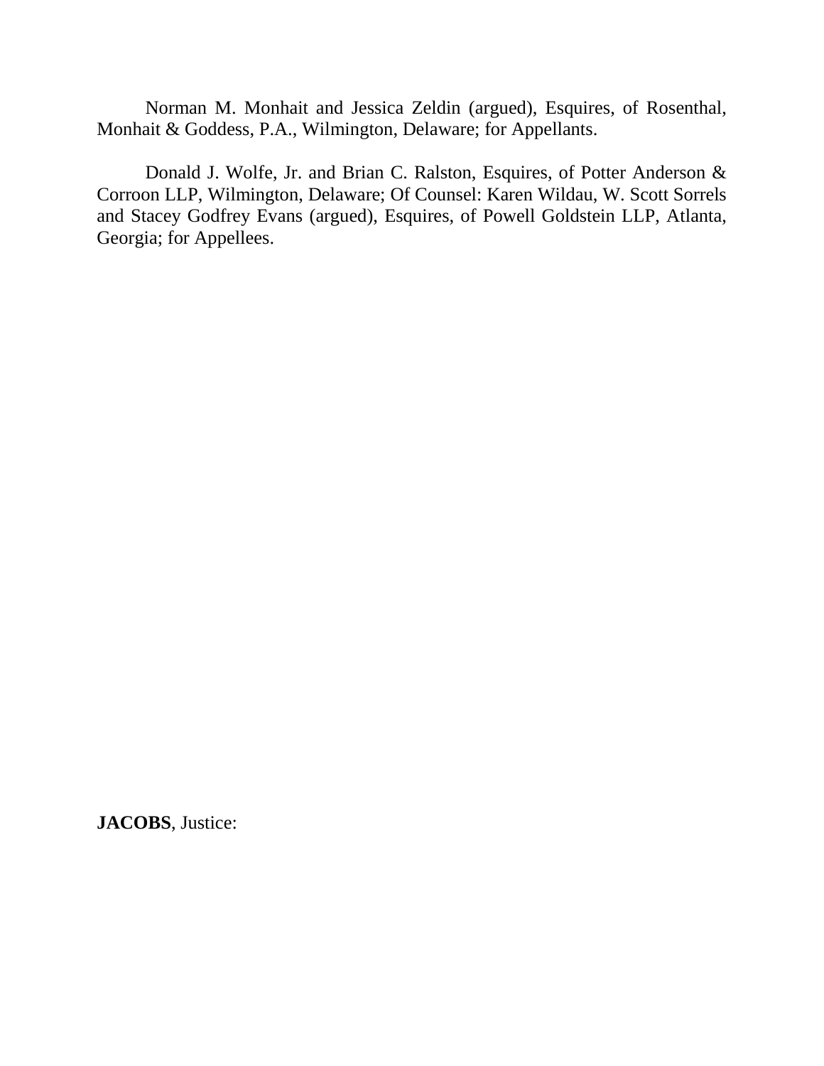Norman M. Monhait and Jessica Zeldin (argued), Esquires, of Rosenthal, Monhait & Goddess, P.A., Wilmington, Delaware; for Appellants.

Donald J. Wolfe, Jr. and Brian C. Ralston, Esquires, of Potter Anderson & Corroon LLP, Wilmington, Delaware; Of Counsel: Karen Wildau, W. Scott Sorrels and Stacey Godfrey Evans (argued), Esquires, of Powell Goldstein LLP, Atlanta, Georgia; for Appellees.

**JACOBS**, Justice: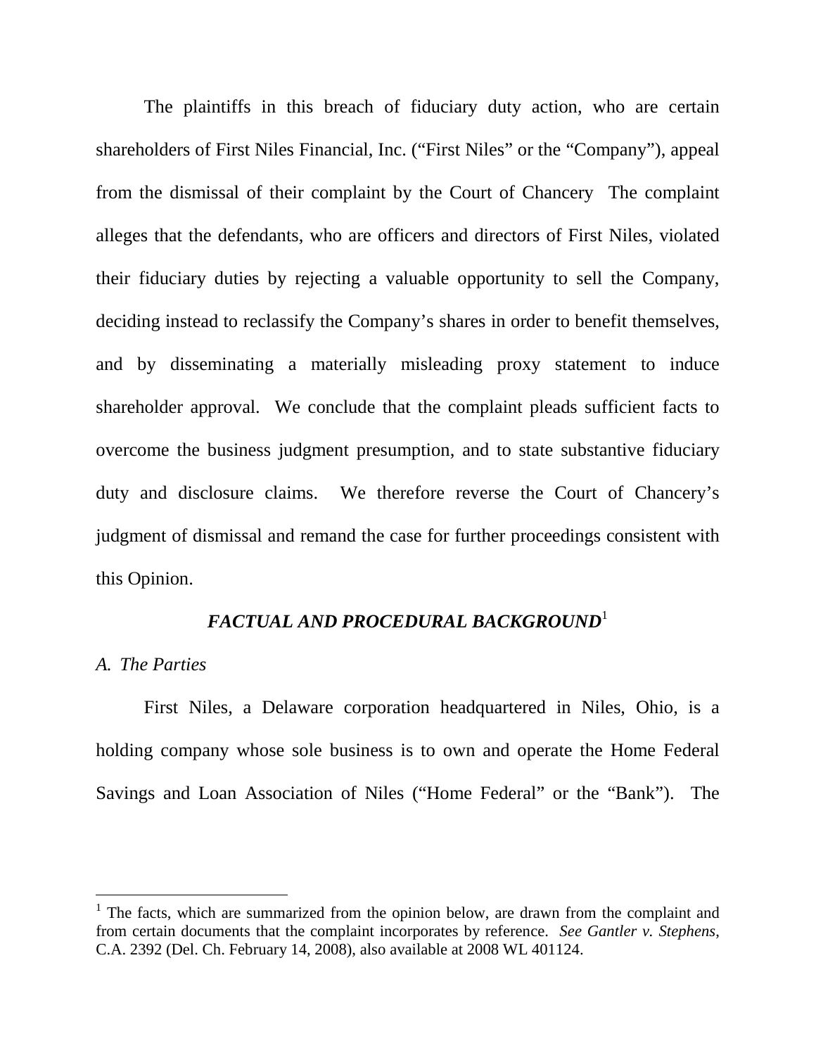The plaintiffs in this breach of fiduciary duty action, who are certain shareholders of First Niles Financial, Inc. ("First Niles" or the "Company"), appeal from the dismissal of their complaint by the Court of Chancery The complaint alleges that the defendants, who are officers and directors of First Niles, violated their fiduciary duties by rejecting a valuable opportunity to sell the Company, deciding instead to reclassify the Company's shares in order to benefit themselves, and by disseminating a materially misleading proxy statement to induce shareholder approval. We conclude that the complaint pleads sufficient facts to overcome the business judgment presumption, and to state substantive fiduciary duty and disclosure claims. We therefore reverse the Court of Chancery's judgment of dismissal and remand the case for further proceedings consistent with this Opinion.

## *FACTUAL AND PROCEDURAL BACKGROUND*[1]

### *A. The Parties*

First Niles, a Delaware corporation headquartered in Niles, Ohio, is a holding company whose sole business is to own and operate the Home Federal Savings and Loan Association of Niles ("Home Federal" or the "Bank"). The

---

[1] The facts, which are summarized from the opinion below, are drawn from the complaint and from certain documents that the complaint incorporates by reference. *See Gantler v. Stephens*, C.A. 2392 (Del. Ch. February 14, 2008), also available at 2008 WL 401124.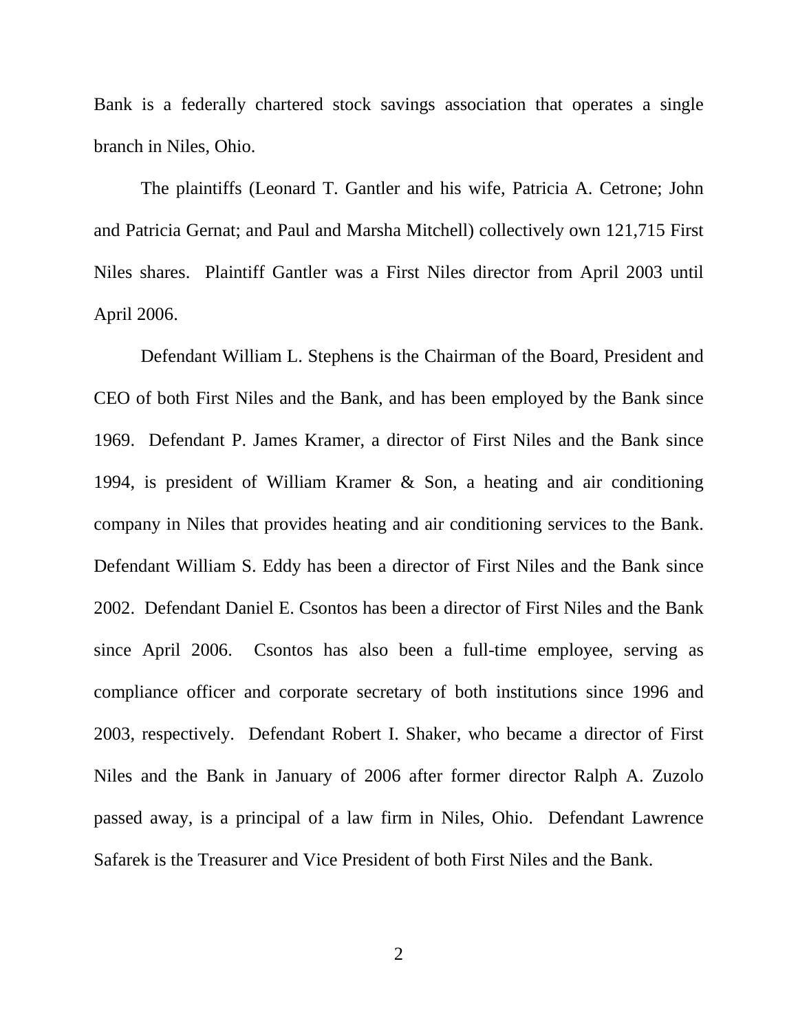Bank is a federally chartered stock savings association that operates a single branch in Niles, Ohio.

The plaintiffs (Leonard T. Gantler and his wife, Patricia A. Cetrone; John and Patricia Gernat; and Paul and Marsha Mitchell) collectively own 121,715 First Niles shares. Plaintiff Gantler was a First Niles director from April 2003 until April 2006.

Defendant William L. Stephens is the Chairman of the Board, President and CEO of both First Niles and the Bank, and has been employed by the Bank since 1969. Defendant P. James Kramer, a director of First Niles and the Bank since 1994, is president of William Kramer & Son, a heating and air conditioning company in Niles that provides heating and air conditioning services to the Bank. Defendant William S. Eddy has been a director of First Niles and the Bank since 2002. Defendant Daniel E. Csontos has been a director of First Niles and the Bank since April 2006. Csontos has also been a full-time employee, serving as compliance officer and corporate secretary of both institutions since 1996 and 2003, respectively. Defendant Robert I. Shaker, who became a director of First Niles and the Bank in January of 2006 after former director Ralph A. Zuzolo passed away, is a principal of a law firm in Niles, Ohio. Defendant Lawrence Safarek is the Treasurer and Vice President of both First Niles and the Bank.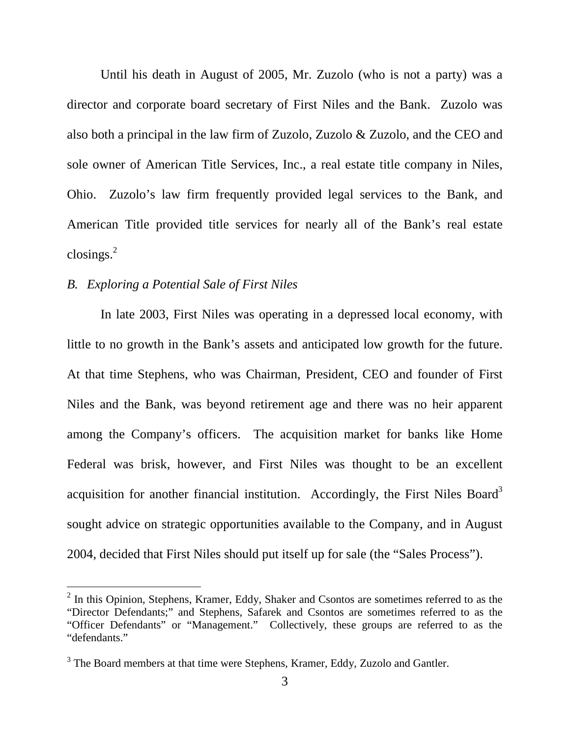Until his death in August of 2005, Mr. Zuzolo (who is not a party) was a director and corporate board secretary of First Niles and the Bank. Zuzolo was also both a principal in the law firm of Zuzolo, Zuzolo & Zuzolo, and the CEO and sole owner of American Title Services, Inc., a real estate title company in Niles, Ohio. Zuzolo's law firm frequently provided legal services to the Bank, and American Title provided title services for nearly all of the Bank's real estate closings.[2]

*B. Exploring a Potential Sale of First Niles*

In late 2003, First Niles was operating in a depressed local economy, with little to no growth in the Bank's assets and anticipated low growth for the future. At that time Stephens, who was Chairman, President, CEO and founder of First Niles and the Bank, was beyond retirement age and there was no heir apparent among the Company's officers. The acquisition market for banks like Home Federal was brisk, however, and First Niles was thought to be an excellent acquisition for another financial institution. Accordingly, the First Niles Board[3] sought advice on strategic opportunities available to the Company, and in August 2004, decided that First Niles should put itself up for sale (the "Sales Process").

---

[2] In this Opinion, Stephens, Kramer, Eddy, Shaker and Csontos are sometimes referred to as the "Director Defendants;" and Stephens, Safarek and Csontos are sometimes referred to as the "Officer Defendants" or "Management." Collectively, these groups are referred to as the "defendants."

[3] The Board members at that time were Stephens, Kramer, Eddy, Zuzolo and Gantler.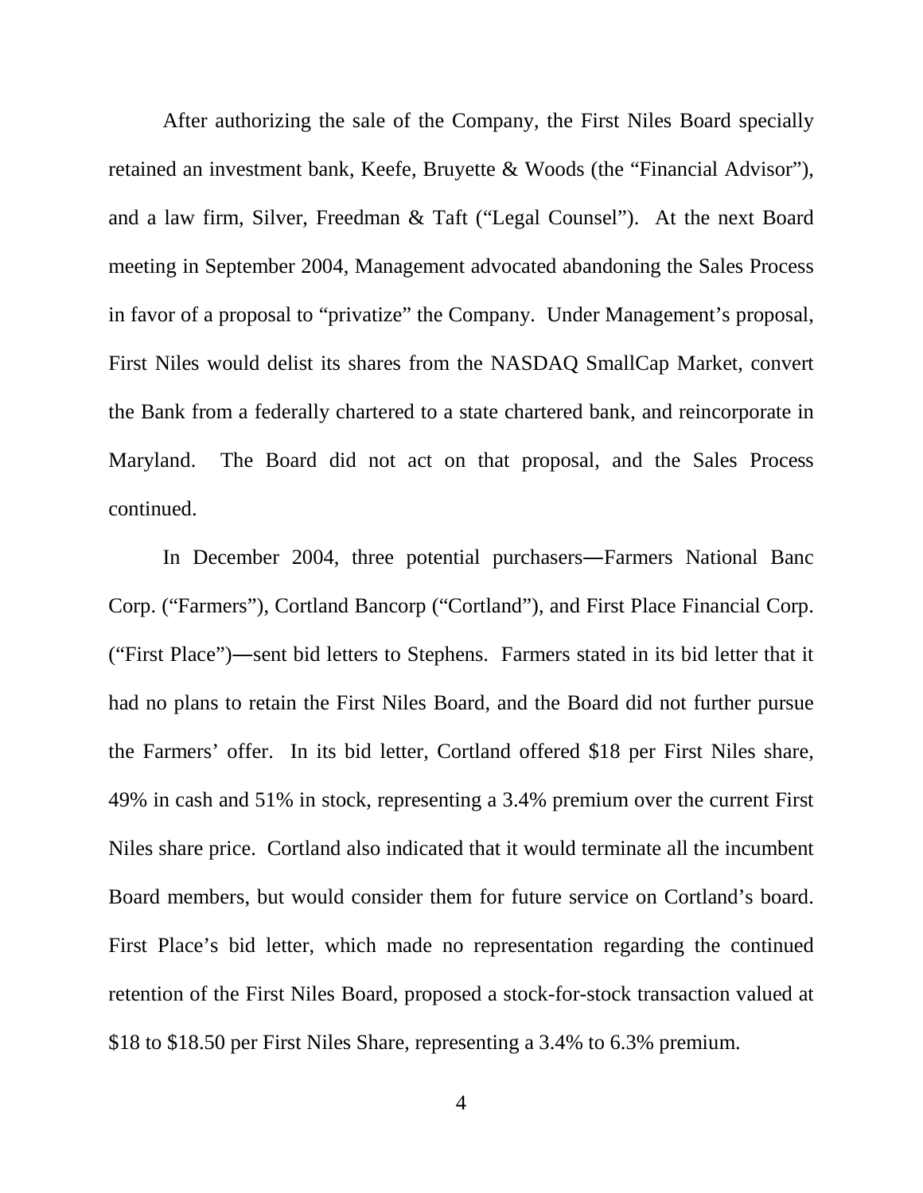After authorizing the sale of the Company, the First Niles Board specially retained an investment bank, Keefe, Bruyette & Woods (the "Financial Advisor"), and a law firm, Silver, Freedman & Taft ("Legal Counsel"). At the next Board meeting in September 2004, Management advocated abandoning the Sales Process in favor of a proposal to "privatize" the Company. Under Management's proposal, First Niles would delist its shares from the NASDAQ SmallCap Market, convert the Bank from a federally chartered to a state chartered bank, and reincorporate in Maryland. The Board did not act on that proposal, and the Sales Process continued.

In December 2004, three potential purchasers―Farmers National Banc Corp. ("Farmers"), Cortland Bancorp ("Cortland"), and First Place Financial Corp. ("First Place")―sent bid letters to Stephens. Farmers stated in its bid letter that it had no plans to retain the First Niles Board, and the Board did not further pursue the Farmers' offer. In its bid letter, Cortland offered $18 per First Niles share, 49% in cash and 51% in stock, representing a 3.4% premium over the current First Niles share price. Cortland also indicated that it would terminate all the incumbent Board members, but would consider them for future service on Cortland's board. First Place's bid letter, which made no representation regarding the continued retention of the First Niles Board, proposed a stock-for-stock transaction valued at $18 to $18.50 per First Niles Share, representing a 3.4% to 6.3% premium.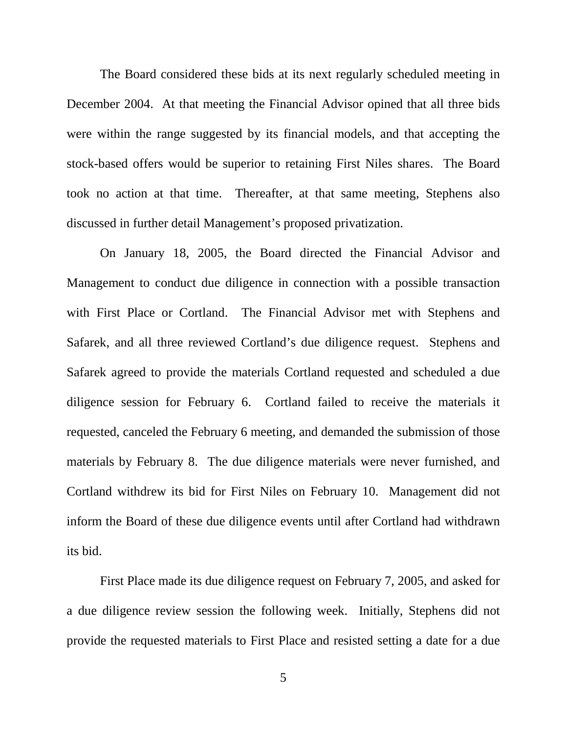The Board considered these bids at its next regularly scheduled meeting in December 2004. At that meeting the Financial Advisor opined that all three bids were within the range suggested by its financial models, and that accepting the stock-based offers would be superior to retaining First Niles shares. The Board took no action at that time. Thereafter, at that same meeting, Stephens also discussed in further detail Management's proposed privatization.

On January 18, 2005, the Board directed the Financial Advisor and Management to conduct due diligence in connection with a possible transaction with First Place or Cortland. The Financial Advisor met with Stephens and Safarek, and all three reviewed Cortland's due diligence request. Stephens and Safarek agreed to provide the materials Cortland requested and scheduled a due diligence session for February 6. Cortland failed to receive the materials it requested, canceled the February 6 meeting, and demanded the submission of those materials by February 8. The due diligence materials were never furnished, and Cortland withdrew its bid for First Niles on February 10. Management did not inform the Board of these due diligence events until after Cortland had withdrawn its bid.

First Place made its due diligence request on February 7, 2005, and asked for a due diligence review session the following week. Initially, Stephens did not provide the requested materials to First Place and resisted setting a date for a due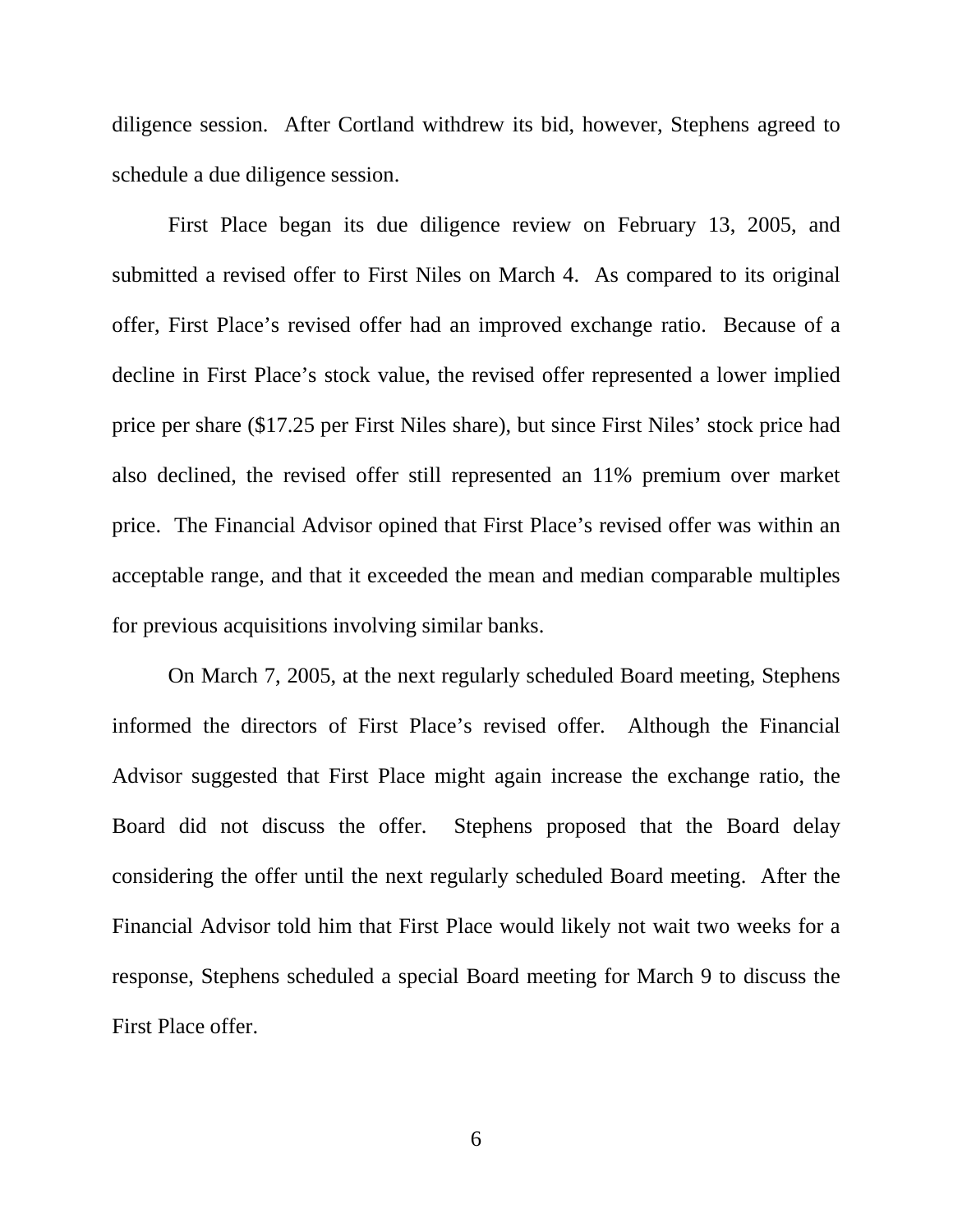diligence session. After Cortland withdrew its bid, however, Stephens agreed to schedule a due diligence session.

First Place began its due diligence review on February 13, 2005, and submitted a revised offer to First Niles on March 4. As compared to its original offer, First Place's revised offer had an improved exchange ratio. Because of a decline in First Place's stock value, the revised offer represented a lower implied price per share ($17.25 per First Niles share), but since First Niles' stock price had also declined, the revised offer still represented an 11% premium over market price. The Financial Advisor opined that First Place's revised offer was within an acceptable range, and that it exceeded the mean and median comparable multiples for previous acquisitions involving similar banks.

On March 7, 2005, at the next regularly scheduled Board meeting, Stephens informed the directors of First Place's revised offer. Although the Financial Advisor suggested that First Place might again increase the exchange ratio, the Board did not discuss the offer. Stephens proposed that the Board delay considering the offer until the next regularly scheduled Board meeting. After the Financial Advisor told him that First Place would likely not wait two weeks for a response, Stephens scheduled a special Board meeting for March 9 to discuss the First Place offer.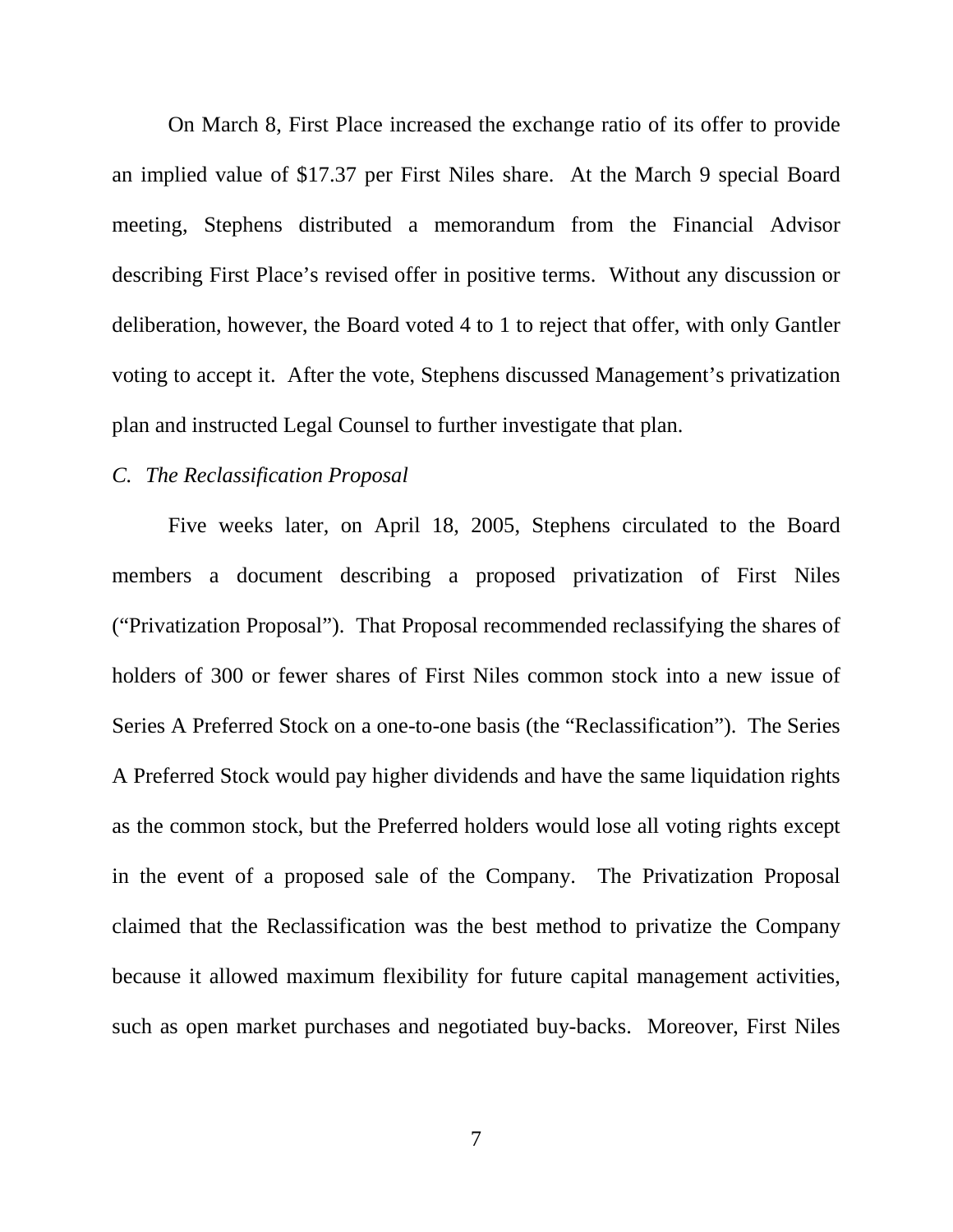On March 8, First Place increased the exchange ratio of its offer to provide an implied value of $17.37 per First Niles share. At the March 9 special Board meeting, Stephens distributed a memorandum from the Financial Advisor describing First Place's revised offer in positive terms. Without any discussion or deliberation, however, the Board voted 4 to 1 to reject that offer, with only Gantler voting to accept it. After the vote, Stephens discussed Management's privatization plan and instructed Legal Counsel to further investigate that plan.

### *C. The Reclassification Proposal*

Five weeks later, on April 18, 2005, Stephens circulated to the Board members a document describing a proposed privatization of First Niles ("Privatization Proposal"). That Proposal recommended reclassifying the shares of holders of 300 or fewer shares of First Niles common stock into a new issue of Series A Preferred Stock on a one-to-one basis (the "Reclassification"). The Series A Preferred Stock would pay higher dividends and have the same liquidation rights as the common stock, but the Preferred holders would lose all voting rights except in the event of a proposed sale of the Company. The Privatization Proposal claimed that the Reclassification was the best method to privatize the Company because it allowed maximum flexibility for future capital management activities, such as open market purchases and negotiated buy-backs. Moreover, First Niles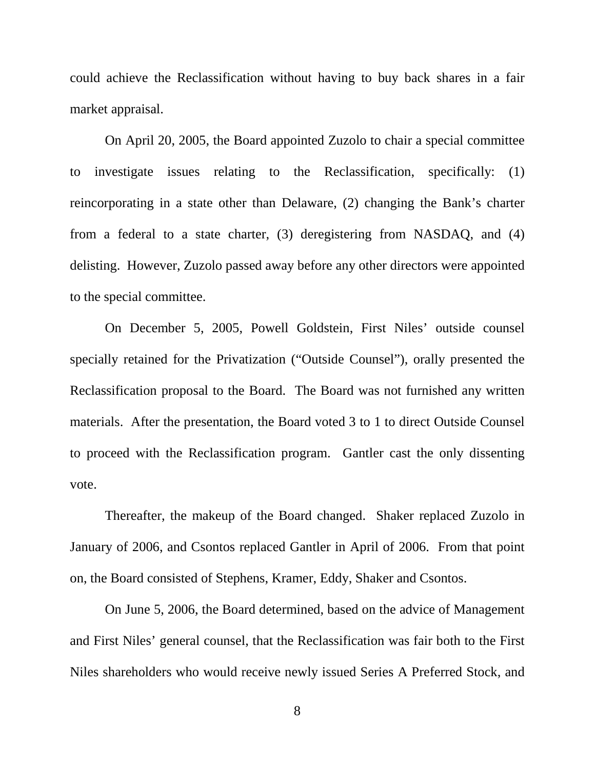could achieve the Reclassification without having to buy back shares in a fair market appraisal.

On April 20, 2005, the Board appointed Zuzolo to chair a special committee to investigate issues relating to the Reclassification, specifically: (1) reincorporating in a state other than Delaware, (2) changing the Bank's charter from a federal to a state charter, (3) deregistering from NASDAQ, and (4) delisting. However, Zuzolo passed away before any other directors were appointed to the special committee.

On December 5, 2005, Powell Goldstein, First Niles' outside counsel specially retained for the Privatization ("Outside Counsel"), orally presented the Reclassification proposal to the Board. The Board was not furnished any written materials. After the presentation, the Board voted 3 to 1 to direct Outside Counsel to proceed with the Reclassification program. Gantler cast the only dissenting vote.

Thereafter, the makeup of the Board changed. Shaker replaced Zuzolo in January of 2006, and Csontos replaced Gantler in April of 2006. From that point on, the Board consisted of Stephens, Kramer, Eddy, Shaker and Csontos.

On June 5, 2006, the Board determined, based on the advice of Management and First Niles' general counsel, that the Reclassification was fair both to the First Niles shareholders who would receive newly issued Series A Preferred Stock, and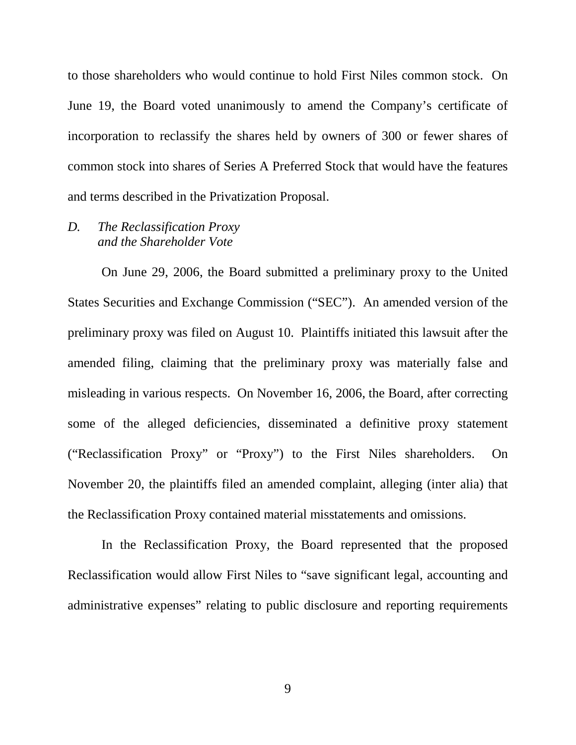to those shareholders who would continue to hold First Niles common stock. On June 19, the Board voted unanimously to amend the Company's certificate of incorporation to reclassify the shares held by owners of 300 or fewer shares of common stock into shares of Series A Preferred Stock that would have the features and terms described in the Privatization Proposal.

### *D. The Reclassification Proxy and the Shareholder Vote*

On June 29, 2006, the Board submitted a preliminary proxy to the United States Securities and Exchange Commission ("SEC"). An amended version of the preliminary proxy was filed on August 10. Plaintiffs initiated this lawsuit after the amended filing, claiming that the preliminary proxy was materially false and misleading in various respects. On November 16, 2006, the Board, after correcting some of the alleged deficiencies, disseminated a definitive proxy statement ("Reclassification Proxy" or "Proxy") to the First Niles shareholders. On November 20, the plaintiffs filed an amended complaint, alleging (inter alia) that the Reclassification Proxy contained material misstatements and omissions.

In the Reclassification Proxy, the Board represented that the proposed Reclassification would allow First Niles to "save significant legal, accounting and administrative expenses" relating to public disclosure and reporting requirements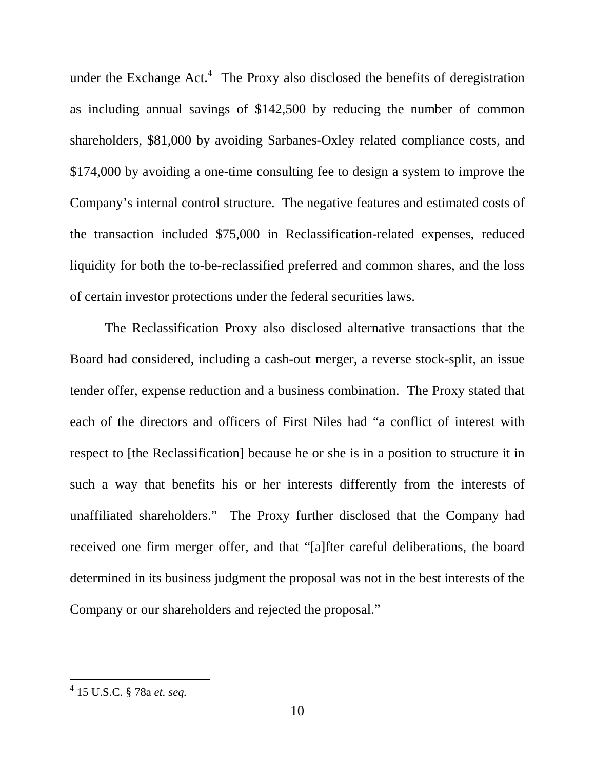under the Exchange Act.[4] The Proxy also disclosed the benefits of deregistration as including annual savings of $142,500 by reducing the number of common shareholders, $81,000 by avoiding Sarbanes-Oxley related compliance costs, and $174,000 by avoiding a one-time consulting fee to design a system to improve the Company's internal control structure. The negative features and estimated costs of the transaction included $75,000 in Reclassification-related expenses, reduced liquidity for both the to-be-reclassified preferred and common shares, and the loss of certain investor protections under the federal securities laws.

The Reclassification Proxy also disclosed alternative transactions that the Board had considered, including a cash-out merger, a reverse stock-split, an issue tender offer, expense reduction and a business combination. The Proxy stated that each of the directors and officers of First Niles had "a conflict of interest with respect to [the Reclassification] because he or she is in a position to structure it in such a way that benefits his or her interests differently from the interests of unaffiliated shareholders." The Proxy further disclosed that the Company had received one firm merger offer, and that "[a]fter careful deliberations, the board determined in its business judgment the proposal was not in the best interests of the Company or our shareholders and rejected the proposal."

---

[4] 15 U.S.C. § 78a *et. seq.*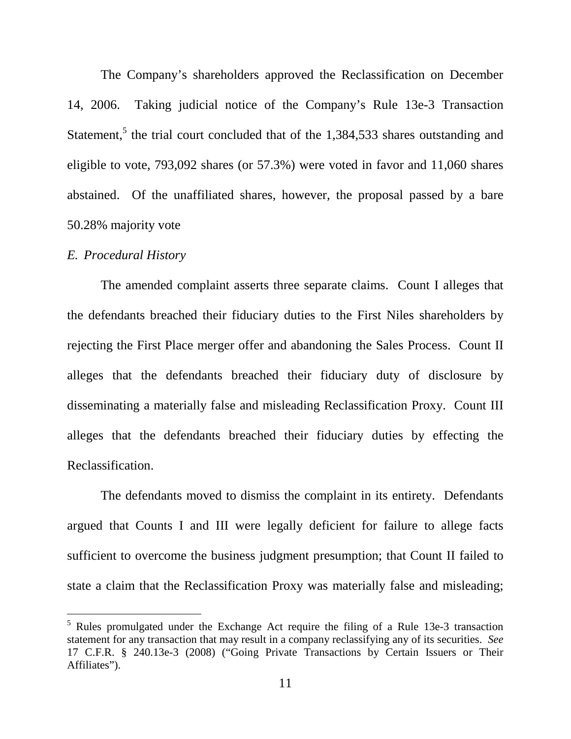The Company's shareholders approved the Reclassification on December 14, 2006. Taking judicial notice of the Company's Rule 13e-3 Transaction Statement,[5] the trial court concluded that of the 1,384,533 shares outstanding and eligible to vote, 793,092 shares (or 57.3%) were voted in favor and 11,060 shares abstained. Of the unaffiliated shares, however, the proposal passed by a bare 50.28% majority vote

*E. Procedural History*

The amended complaint asserts three separate claims. Count I alleges that the defendants breached their fiduciary duties to the First Niles shareholders by rejecting the First Place merger offer and abandoning the Sales Process. Count II alleges that the defendants breached their fiduciary duty of disclosure by disseminating a materially false and misleading Reclassification Proxy. Count III alleges that the defendants breached their fiduciary duties by effecting the Reclassification.

The defendants moved to dismiss the complaint in its entirety. Defendants argued that Counts I and III were legally deficient for failure to allege facts sufficient to overcome the business judgment presumption; that Count II failed to state a claim that the Reclassification Proxy was materially false and misleading;

---

[5] Rules promulgated under the Exchange Act require the filing of a Rule 13e-3 transaction statement for any transaction that may result in a company reclassifying any of its securities. *See* 17 C.F.R. § 240.13e-3 (2008) ("Going Private Transactions by Certain Issuers or Their Affiliates").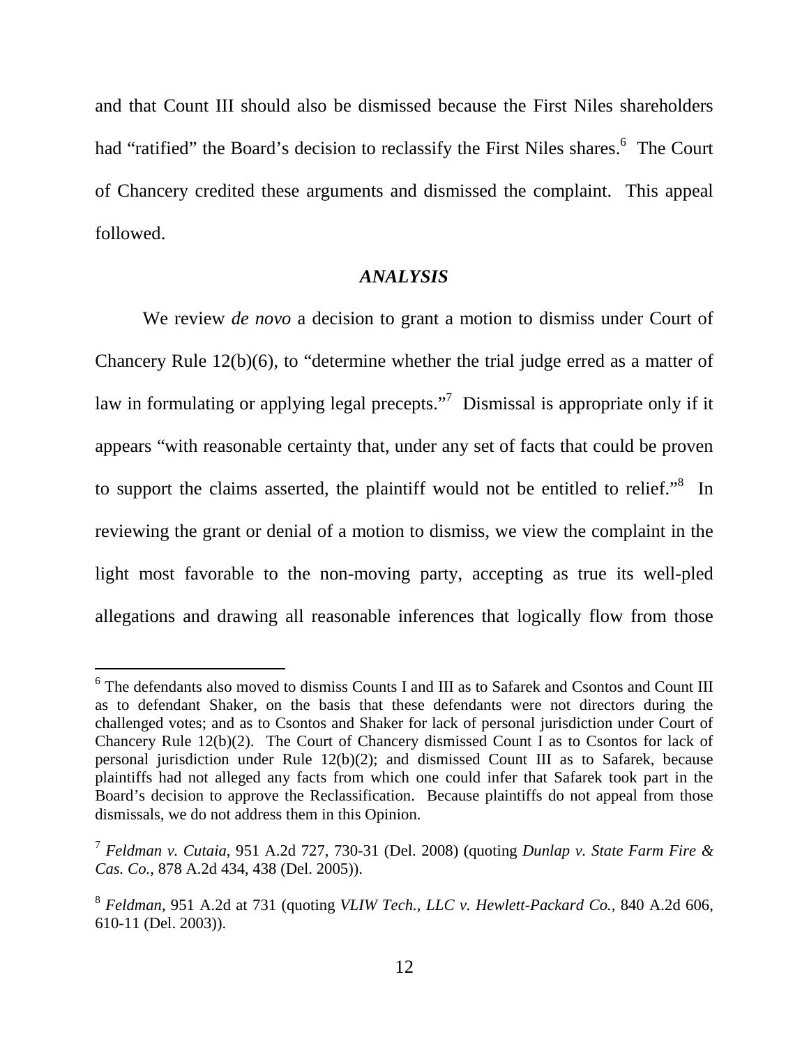and that Count III should also be dismissed because the First Niles shareholders had "ratified" the Board's decision to reclassify the First Niles shares.[6] The Court of Chancery credited these arguments and dismissed the complaint. This appeal followed.

## *ANALYSIS*

We review *de novo* a decision to grant a motion to dismiss under Court of Chancery Rule 12(b)(6), to "determine whether the trial judge erred as a matter of law in formulating or applying legal precepts."[7] Dismissal is appropriate only if it appears "with reasonable certainty that, under any set of facts that could be proven to support the claims asserted, the plaintiff would not be entitled to relief."[8] In reviewing the grant or denial of a motion to dismiss, we view the complaint in the light most favorable to the non-moving party, accepting as true its well-pled allegations and drawing all reasonable inferences that logically flow from those

---

[6] The defendants also moved to dismiss Counts I and III as to Safarek and Csontos and Count III as to defendant Shaker, on the basis that these defendants were not directors during the challenged votes; and as to Csontos and Shaker for lack of personal jurisdiction under Court of Chancery Rule 12(b)(2). The Court of Chancery dismissed Count I as to Csontos for lack of personal jurisdiction under Rule 12(b)(2); and dismissed Count III as to Safarek, because plaintiffs had not alleged any facts from which one could infer that Safarek took part in the Board's decision to approve the Reclassification. Because plaintiffs do not appeal from those dismissals, we do not address them in this Opinion.

[7] *Feldman v. Cutaia*, 951 A.2d 727, 730-31 (Del. 2008) (quoting *Dunlap v. State Farm Fire & Cas. Co.*, 878 A.2d 434, 438 (Del. 2005)).

[8] *Feldman*, 951 A.2d at 731 (quoting *VLIW Tech., LLC v. Hewlett-Packard Co.*, 840 A.2d 606, 610-11 (Del. 2003)).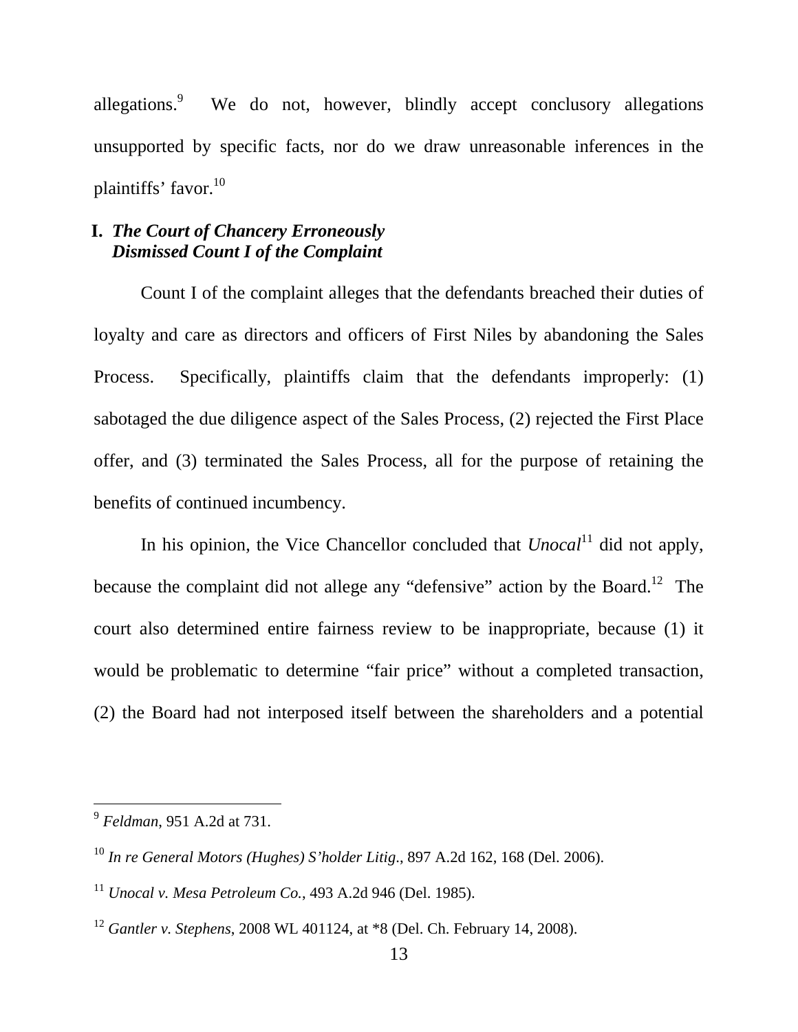allegations.[9] We do not, however, blindly accept conclusory allegations unsupported by specific facts, nor do we draw unreasonable inferences in the plaintiffs' favor.[10]

## I. *The Court of Chancery Erroneously Dismissed Count I of the Complaint*

Count I of the complaint alleges that the defendants breached their duties of loyalty and care as directors and officers of First Niles by abandoning the Sales Process. Specifically, plaintiffs claim that the defendants improperly: (1) sabotaged the due diligence aspect of the Sales Process, (2) rejected the First Place offer, and (3) terminated the Sales Process, all for the purpose of retaining the benefits of continued incumbency.

In his opinion, the Vice Chancellor concluded that *Unocal*[11] did not apply, because the complaint did not allege any "defensive" action by the Board.[12] The court also determined entire fairness review to be inappropriate, because (1) it would be problematic to determine "fair price" without a completed transaction, (2) the Board had not interposed itself between the shareholders and a potential

---

[9] *Feldman*, 951 A.2d at 731.

[10] *In re General Motors (Hughes) S'holder Litig*., 897 A.2d 162, 168 (Del. 2006).

[11] *Unocal v. Mesa Petroleum Co.*, 493 A.2d 946 (Del. 1985).

[12] *Gantler v. Stephens*, 2008 WL 401124, at *8 (Del. Ch. February 14, 2008).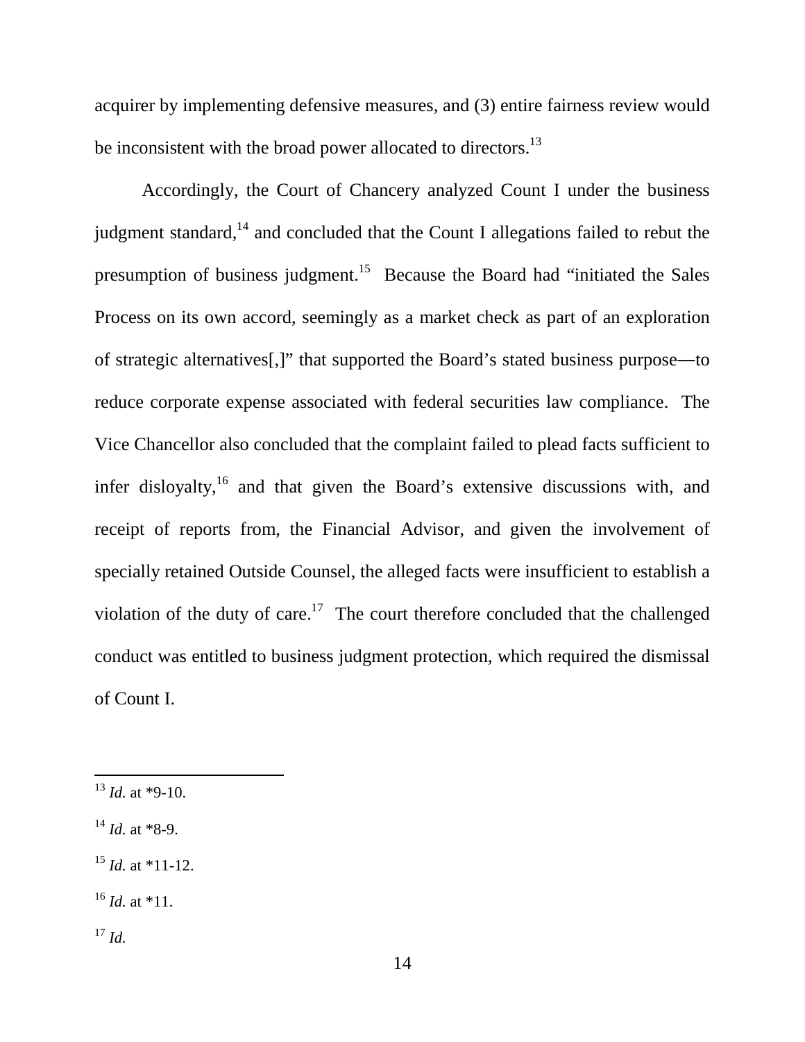acquirer by implementing defensive measures, and (3) entire fairness review would be inconsistent with the broad power allocated to directors.[13]

Accordingly, the Court of Chancery analyzed Count I under the business judgment standard,[14] and concluded that the Count I allegations failed to rebut the presumption of business judgment.[15] Because the Board had "initiated the Sales Process on its own accord, seemingly as a market check as part of an exploration of strategic alternatives[,]" that supported the Board's stated business purpose—to reduce corporate expense associated with federal securities law compliance. The Vice Chancellor also concluded that the complaint failed to plead facts sufficient to infer disloyalty,[16] and that given the Board's extensive discussions with, and receipt of reports from, the Financial Advisor, and given the involvement of specially retained Outside Counsel, the alleged facts were insufficient to establish a violation of the duty of care.[17] The court therefore concluded that the challenged conduct was entitled to business judgment protection, which required the dismissal of Count I.

---

[13] *Id.* at *9-10.

[14] *Id.* at *8-9.

[15] *Id.* at *11-12.

[16] *Id.* at *11.

[17] *Id.*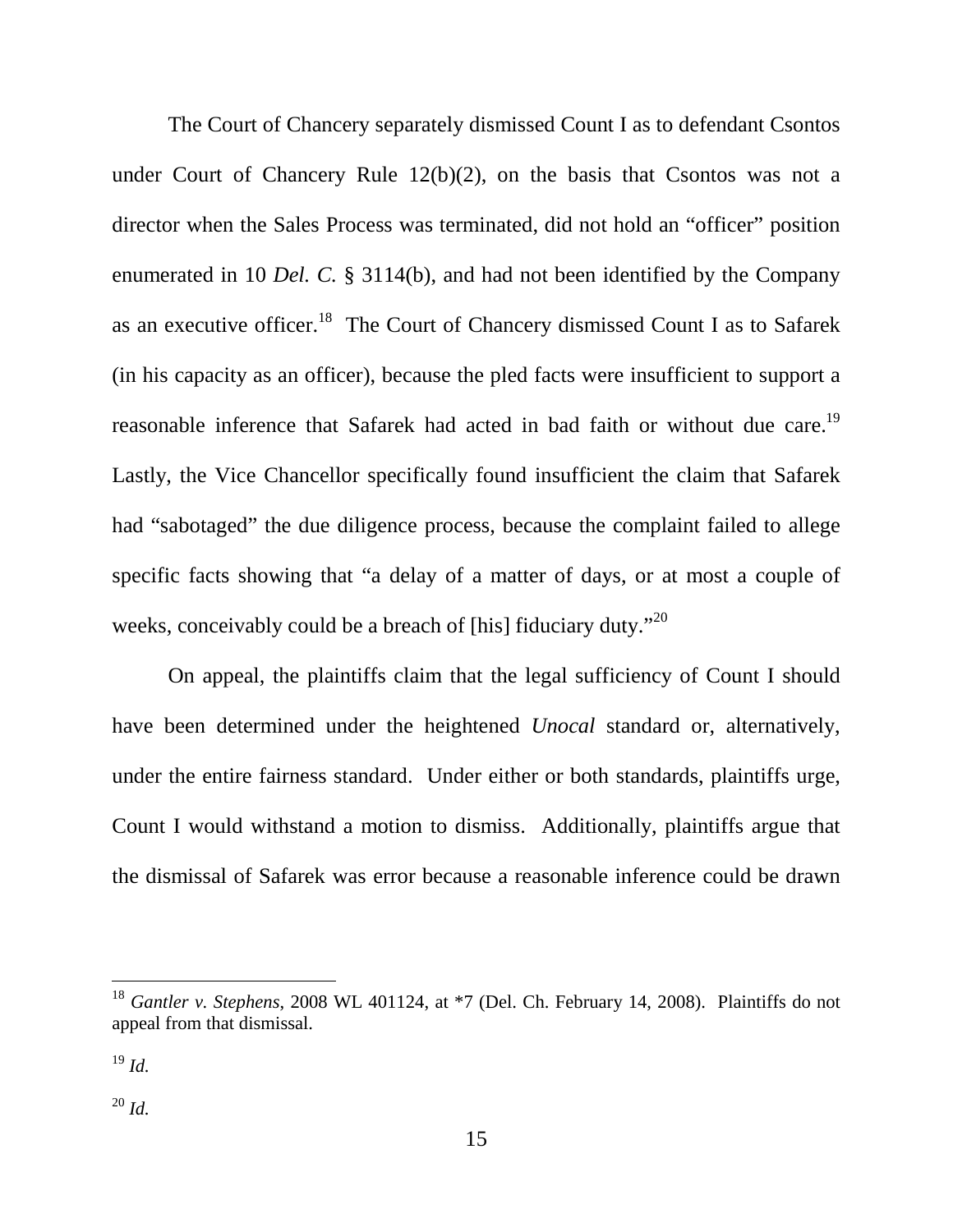The Court of Chancery separately dismissed Count I as to defendant Csontos under Court of Chancery Rule 12(b)(2), on the basis that Csontos was not a director when the Sales Process was terminated, did not hold an "officer" position enumerated in 10 *Del. C.* § 3114(b), and had not been identified by the Company as an executive officer.[18] The Court of Chancery dismissed Count I as to Safarek (in his capacity as an officer), because the pled facts were insufficient to support a reasonable inference that Safarek had acted in bad faith or without due care.[19] Lastly, the Vice Chancellor specifically found insufficient the claim that Safarek had "sabotaged" the due diligence process, because the complaint failed to allege specific facts showing that "a delay of a matter of days, or at most a couple of weeks, conceivably could be a breach of [his] fiduciary duty."[20]

On appeal, the plaintiffs claim that the legal sufficiency of Count I should have been determined under the heightened *Unocal* standard or, alternatively, under the entire fairness standard. Under either or both standards, plaintiffs urge, Count I would withstand a motion to dismiss. Additionally, plaintiffs argue that the dismissal of Safarek was error because a reasonable inference could be drawn

---

[18] *Gantler v. Stephens*, 2008 WL 401124, at *7 (Del. Ch. February 14, 2008). Plaintiffs do not appeal from that dismissal.

[19] *Id.*

[20] *Id.*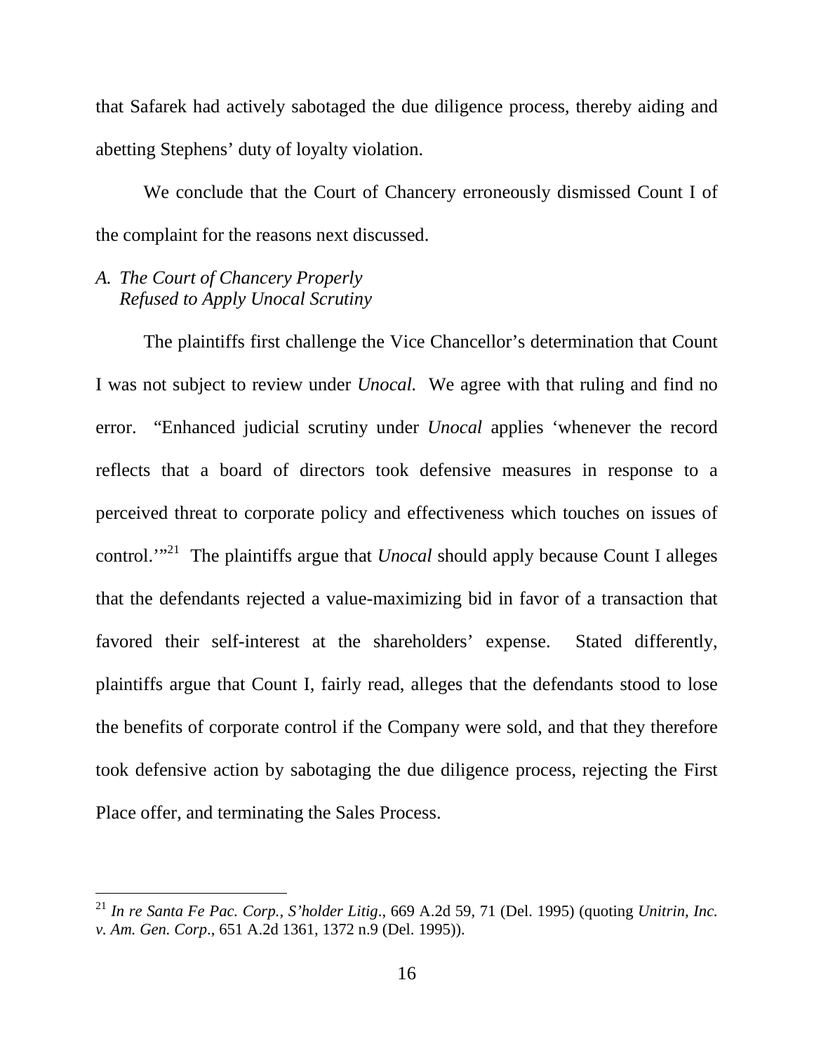that Safarek had actively sabotaged the due diligence process, thereby aiding and abetting Stephens' duty of loyalty violation.

We conclude that the Court of Chancery erroneously dismissed Count I of the complaint for the reasons next discussed.

### *A. The Court of Chancery Properly Refused to Apply Unocal Scrutiny*

The plaintiffs first challenge the Vice Chancellor's determination that Count I was not subject to review under *Unocal.* We agree with that ruling and find no error. "Enhanced judicial scrutiny under *Unocal* applies 'whenever the record reflects that a board of directors took defensive measures in response to a perceived threat to corporate policy and effectiveness which touches on issues of control.'"[21] The plaintiffs argue that *Unocal* should apply because Count I alleges that the defendants rejected a value-maximizing bid in favor of a transaction that favored their self-interest at the shareholders' expense. Stated differently, plaintiffs argue that Count I, fairly read, alleges that the defendants stood to lose the benefits of corporate control if the Company were sold, and that they therefore took defensive action by sabotaging the due diligence process, rejecting the First Place offer, and terminating the Sales Process.

---

[21] *In re Santa Fe Pac. Corp., S'holder Litig*., 669 A.2d 59, 71 (Del. 1995) (quoting *Unitrin, Inc. v. Am. Gen. Corp*., 651 A.2d 1361, 1372 n.9 (Del. 1995)).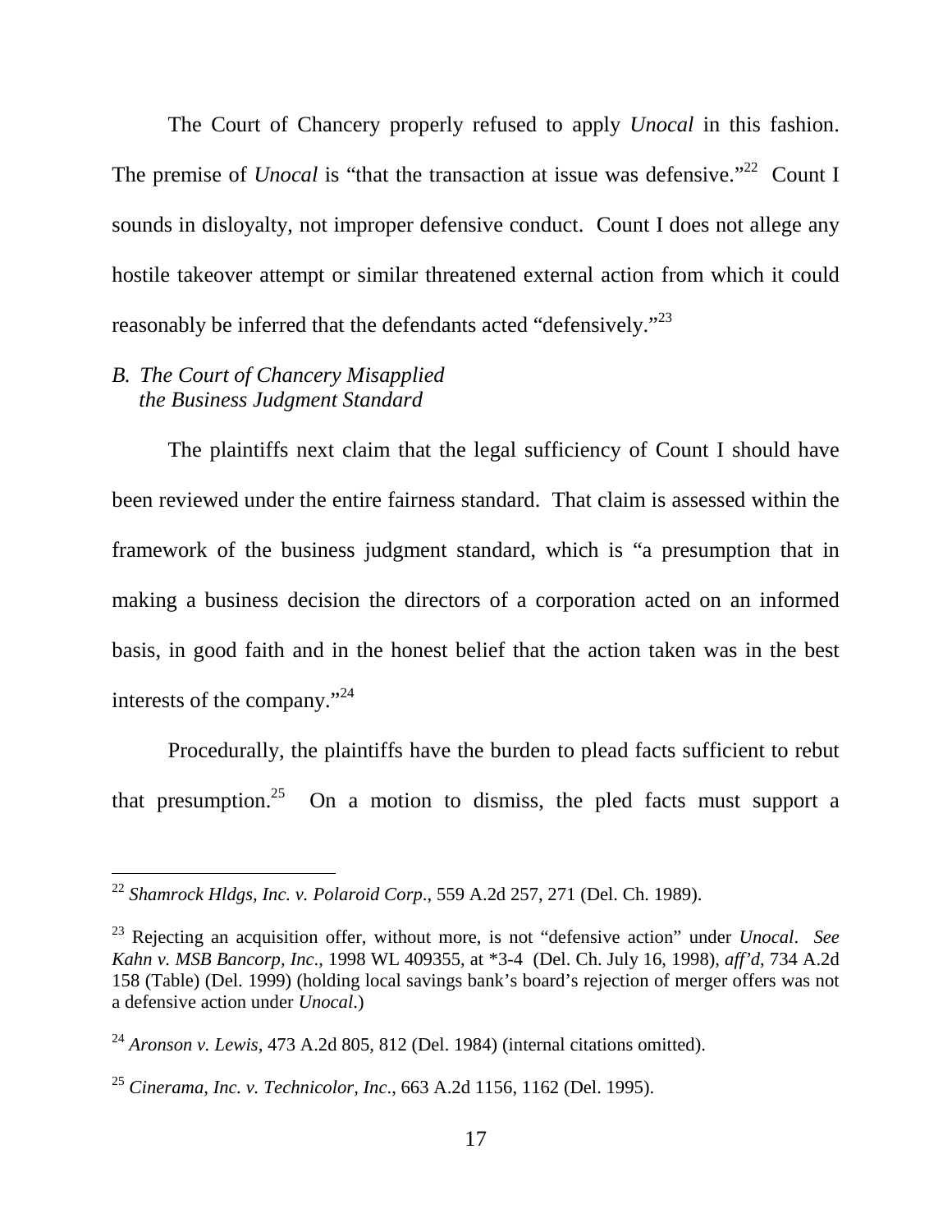The Court of Chancery properly refused to apply *Unocal* in this fashion. The premise of *Unocal* is "that the transaction at issue was defensive."[22] Count I sounds in disloyalty, not improper defensive conduct. Count I does not allege any hostile takeover attempt or similar threatened external action from which it could reasonably be inferred that the defendants acted "defensively."[23]

### *B. The Court of Chancery Misapplied the Business Judgment Standard*

The plaintiffs next claim that the legal sufficiency of Count I should have been reviewed under the entire fairness standard. That claim is assessed within the framework of the business judgment standard, which is "a presumption that in making a business decision the directors of a corporation acted on an informed basis, in good faith and in the honest belief that the action taken was in the best interests of the company."[24]

Procedurally, the plaintiffs have the burden to plead facts sufficient to rebut that presumption.[25] On a motion to dismiss, the pled facts must support a

---

[22] *Shamrock Hldgs, Inc. v. Polaroid Corp.*, 559 A.2d 257, 271 (Del. Ch. 1989).

[23] Rejecting an acquisition offer, without more, is not "defensive action" under *Unocal*. *See Kahn v. MSB Bancorp, Inc.*, 1998 WL 409355, at *3-4 (Del. Ch. July 16, 1998), *aff'd*, 734 A.2d 158 (Table) (Del. 1999) (holding local savings bank's board's rejection of merger offers was not a defensive action under *Unocal*.)

[24] *Aronson v. Lewis*, 473 A.2d 805, 812 (Del. 1984) (internal citations omitted).

[25] *Cinerama, Inc. v. Technicolor, Inc.*, 663 A.2d 1156, 1162 (Del. 1995).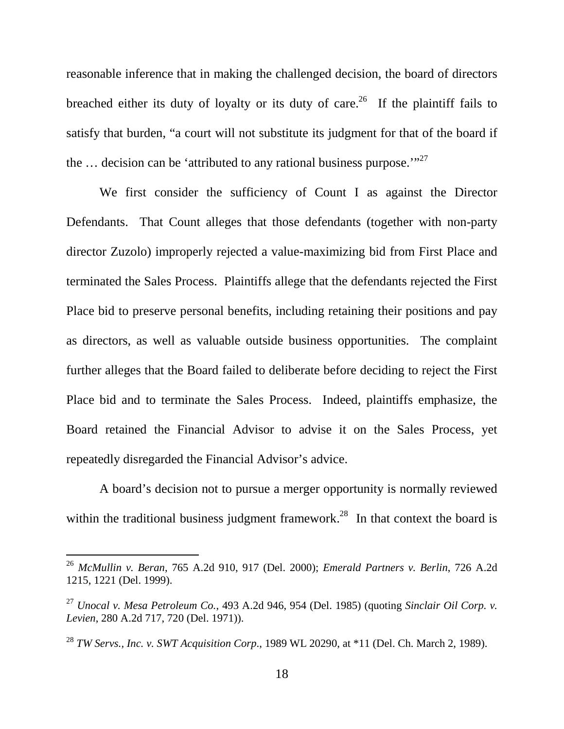reasonable inference that in making the challenged decision, the board of directors breached either its duty of loyalty or its duty of care.[26] If the plaintiff fails to satisfy that burden, "a court will not substitute its judgment for that of the board if the … decision can be 'attributed to any rational business purpose.'"[27]

We first consider the sufficiency of Count I as against the Director Defendants. That Count alleges that those defendants (together with non-party director Zuzolo) improperly rejected a value-maximizing bid from First Place and terminated the Sales Process. Plaintiffs allege that the defendants rejected the First Place bid to preserve personal benefits, including retaining their positions and pay as directors, as well as valuable outside business opportunities. The complaint further alleges that the Board failed to deliberate before deciding to reject the First Place bid and to terminate the Sales Process. Indeed, plaintiffs emphasize, the Board retained the Financial Advisor to advise it on the Sales Process, yet repeatedly disregarded the Financial Advisor's advice.

A board's decision not to pursue a merger opportunity is normally reviewed within the traditional business judgment framework.[28] In that context the board is

---

[26] *McMullin v. Beran*, 765 A.2d 910, 917 (Del. 2000); *Emerald Partners v. Berlin*, 726 A.2d 1215, 1221 (Del. 1999).

[27] *Unocal v. Mesa Petroleum Co.*, 493 A.2d 946, 954 (Del. 1985) (quoting *Sinclair Oil Corp. v. Levien*, 280 A.2d 717, 720 (Del. 1971)).

[28] *TW Servs., Inc. v. SWT Acquisition Corp.*, 1989 WL 20290, at *11 (Del. Ch. March 2, 1989).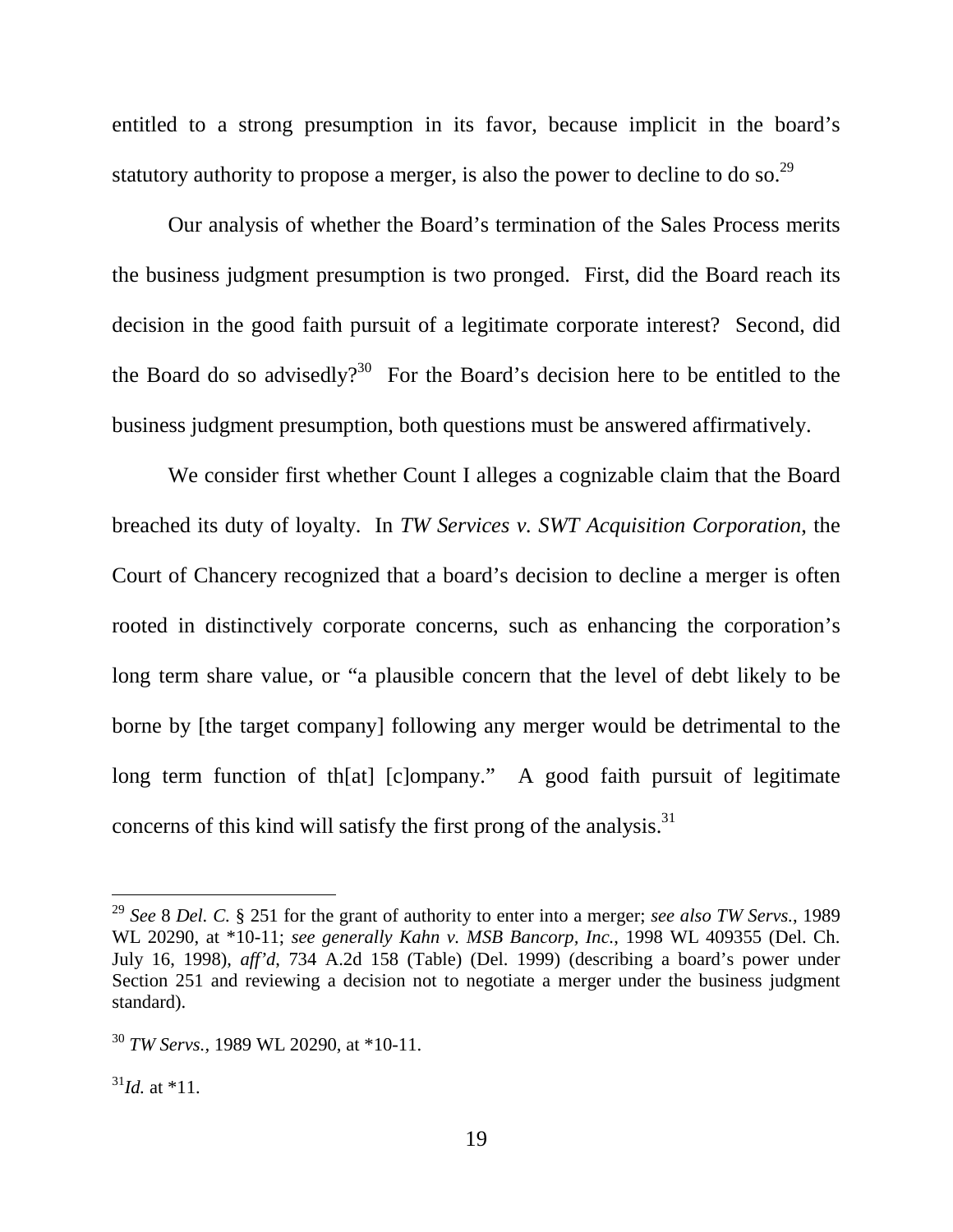entitled to a strong presumption in its favor, because implicit in the board's statutory authority to propose a merger, is also the power to decline to do so.[29]

Our analysis of whether the Board's termination of the Sales Process merits the business judgment presumption is two pronged. First, did the Board reach its decision in the good faith pursuit of a legitimate corporate interest? Second, did the Board do so advisedly?[30] For the Board's decision here to be entitled to the business judgment presumption, both questions must be answered affirmatively.

We consider first whether Count I alleges a cognizable claim that the Board breached its duty of loyalty. In *TW Services v. SWT Acquisition Corporation*, the Court of Chancery recognized that a board's decision to decline a merger is often rooted in distinctively corporate concerns, such as enhancing the corporation's long term share value, or "a plausible concern that the level of debt likely to be borne by [the target company] following any merger would be detrimental to the long term function of th[at] [c]ompany." A good faith pursuit of legitimate concerns of this kind will satisfy the first prong of the analysis.[31]

---

[29] *See* 8 *Del. C.* § 251 for the grant of authority to enter into a merger; *see also TW Servs.*, 1989 WL 20290, at *10-11; *see generally Kahn v. MSB Bancorp, Inc.*, 1998 WL 409355 (Del. Ch. July 16, 1998), *aff'd*, 734 A.2d 158 (Table) (Del. 1999) (describing a board's power under Section 251 and reviewing a decision not to negotiate a merger under the business judgment standard).

[30] *TW Servs.*, 1989 WL 20290, at *10-11.

[31] *Id.* at *11.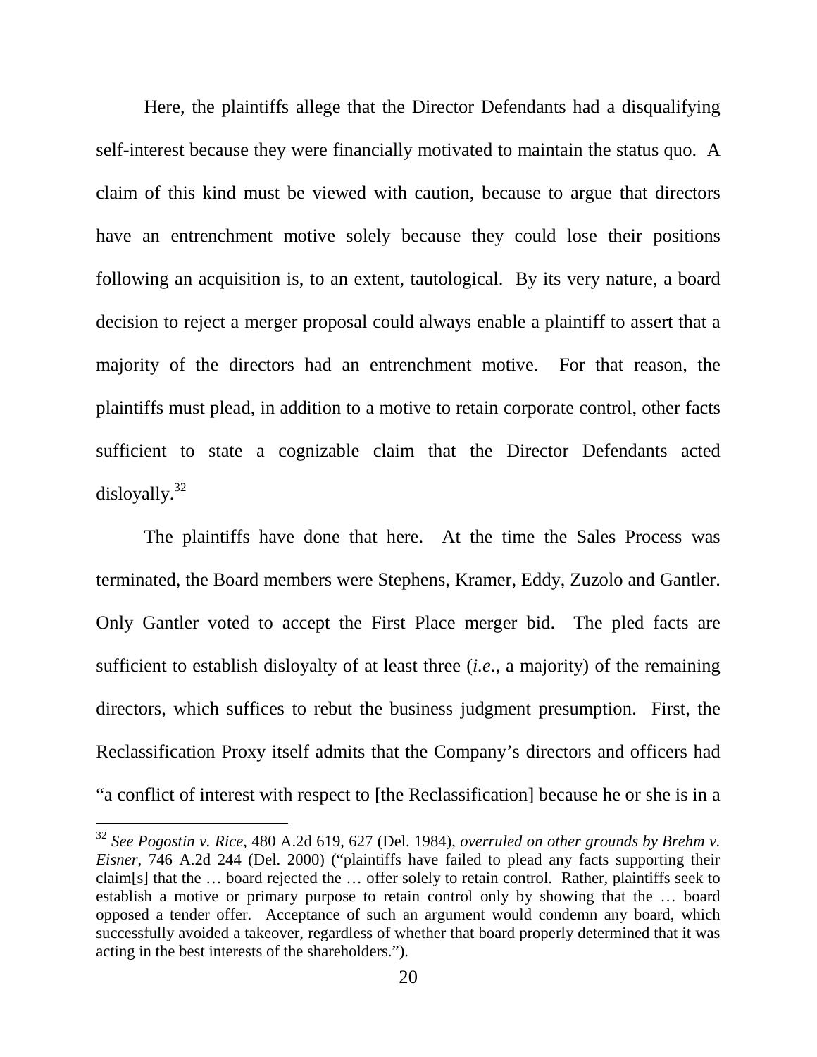Here, the plaintiffs allege that the Director Defendants had a disqualifying self-interest because they were financially motivated to maintain the status quo. A claim of this kind must be viewed with caution, because to argue that directors have an entrenchment motive solely because they could lose their positions following an acquisition is, to an extent, tautological. By its very nature, a board decision to reject a merger proposal could always enable a plaintiff to assert that a majority of the directors had an entrenchment motive. For that reason, the plaintiffs must plead, in addition to a motive to retain corporate control, other facts sufficient to state a cognizable claim that the Director Defendants acted disloyally.[32]

The plaintiffs have done that here. At the time the Sales Process was terminated, the Board members were Stephens, Kramer, Eddy, Zuzolo and Gantler. Only Gantler voted to accept the First Place merger bid. The pled facts are sufficient to establish disloyalty of at least three (*i.e.*, a majority) of the remaining directors, which suffices to rebut the business judgment presumption. First, the Reclassification Proxy itself admits that the Company's directors and officers had "a conflict of interest with respect to [the Reclassification] because he or she is in a

---

[32] *See Pogostin v. Rice*, 480 A.2d 619, 627 (Del. 1984), *overruled on other grounds by Brehm v. Eisner*, 746 A.2d 244 (Del. 2000) ("plaintiffs have failed to plead any facts supporting their claim[s] that the … board rejected the … offer solely to retain control. Rather, plaintiffs seek to establish a motive or primary purpose to retain control only by showing that the … board opposed a tender offer. Acceptance of such an argument would condemn any board, which successfully avoided a takeover, regardless of whether that board properly determined that it was acting in the best interests of the shareholders.").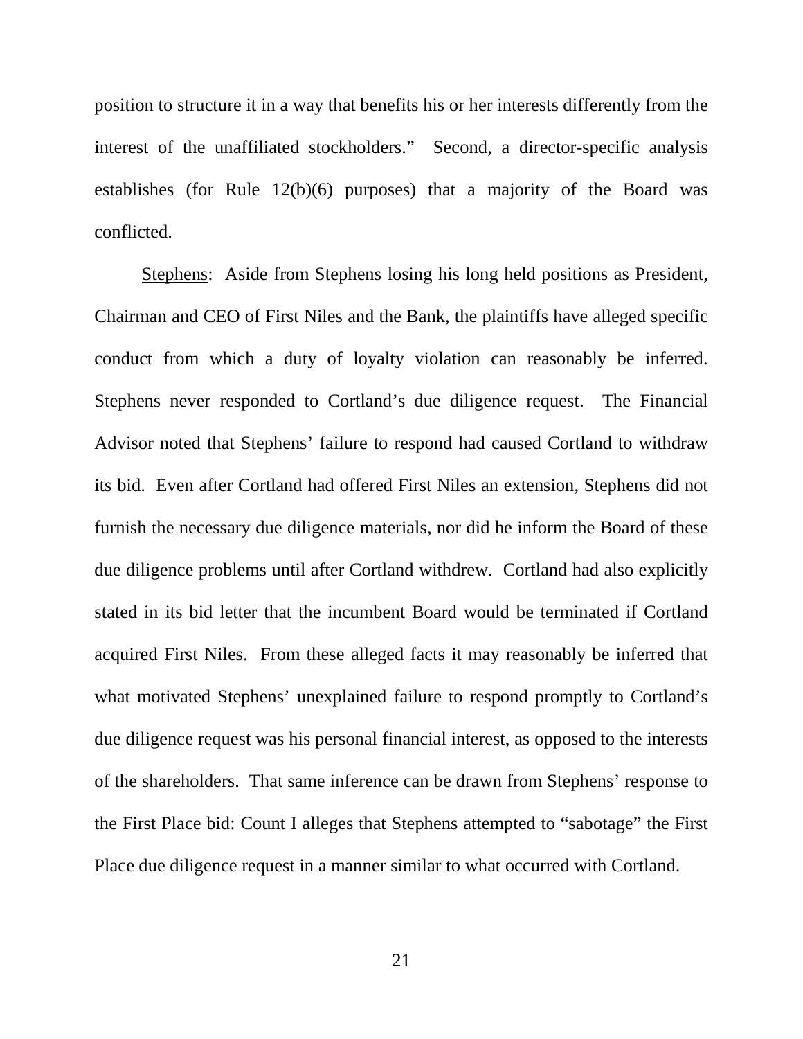position to structure it in a way that benefits his or her interests differently from the interest of the unaffiliated stockholders." Second, a director-specific analysis establishes (for Rule 12(b)(6) purposes) that a majority of the Board was conflicted.

Stephens: Aside from Stephens losing his long held positions as President, Chairman and CEO of First Niles and the Bank, the plaintiffs have alleged specific conduct from which a duty of loyalty violation can reasonably be inferred. Stephens never responded to Cortland's due diligence request. The Financial Advisor noted that Stephens' failure to respond had caused Cortland to withdraw its bid. Even after Cortland had offered First Niles an extension, Stephens did not furnish the necessary due diligence materials, nor did he inform the Board of these due diligence problems until after Cortland withdrew. Cortland had also explicitly stated in its bid letter that the incumbent Board would be terminated if Cortland acquired First Niles. From these alleged facts it may reasonably be inferred that what motivated Stephens' unexplained failure to respond promptly to Cortland's due diligence request was his personal financial interest, as opposed to the interests of the shareholders. That same inference can be drawn from Stephens' response to the First Place bid: Count I alleges that Stephens attempted to "sabotage" the First Place due diligence request in a manner similar to what occurred with Cortland.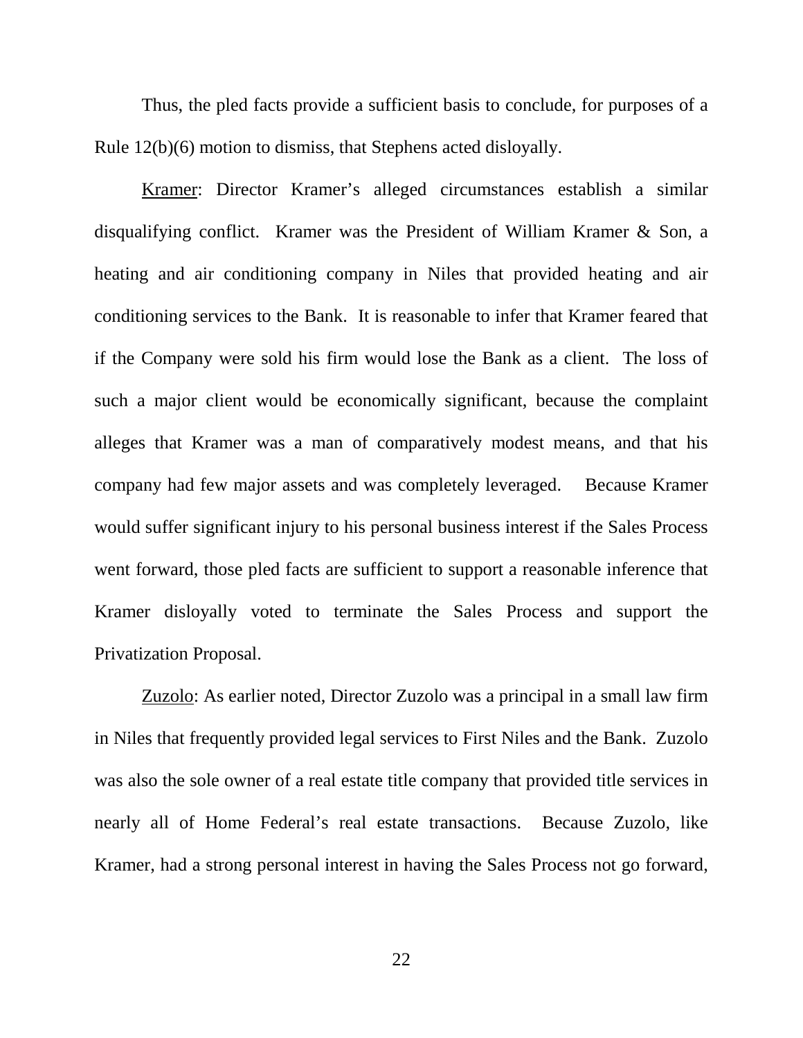Thus, the pled facts provide a sufficient basis to conclude, for purposes of a Rule 12(b)(6) motion to dismiss, that Stephens acted disloyally.

Kramer: Director Kramer's alleged circumstances establish a similar disqualifying conflict. Kramer was the President of William Kramer & Son, a heating and air conditioning company in Niles that provided heating and air conditioning services to the Bank. It is reasonable to infer that Kramer feared that if the Company were sold his firm would lose the Bank as a client. The loss of such a major client would be economically significant, because the complaint alleges that Kramer was a man of comparatively modest means, and that his company had few major assets and was completely leveraged. Because Kramer would suffer significant injury to his personal business interest if the Sales Process went forward, those pled facts are sufficient to support a reasonable inference that Kramer disloyally voted to terminate the Sales Process and support the Privatization Proposal.

Zuzolo: As earlier noted, Director Zuzolo was a principal in a small law firm in Niles that frequently provided legal services to First Niles and the Bank. Zuzolo was also the sole owner of a real estate title company that provided title services in nearly all of Home Federal's real estate transactions. Because Zuzolo, like Kramer, had a strong personal interest in having the Sales Process not go forward,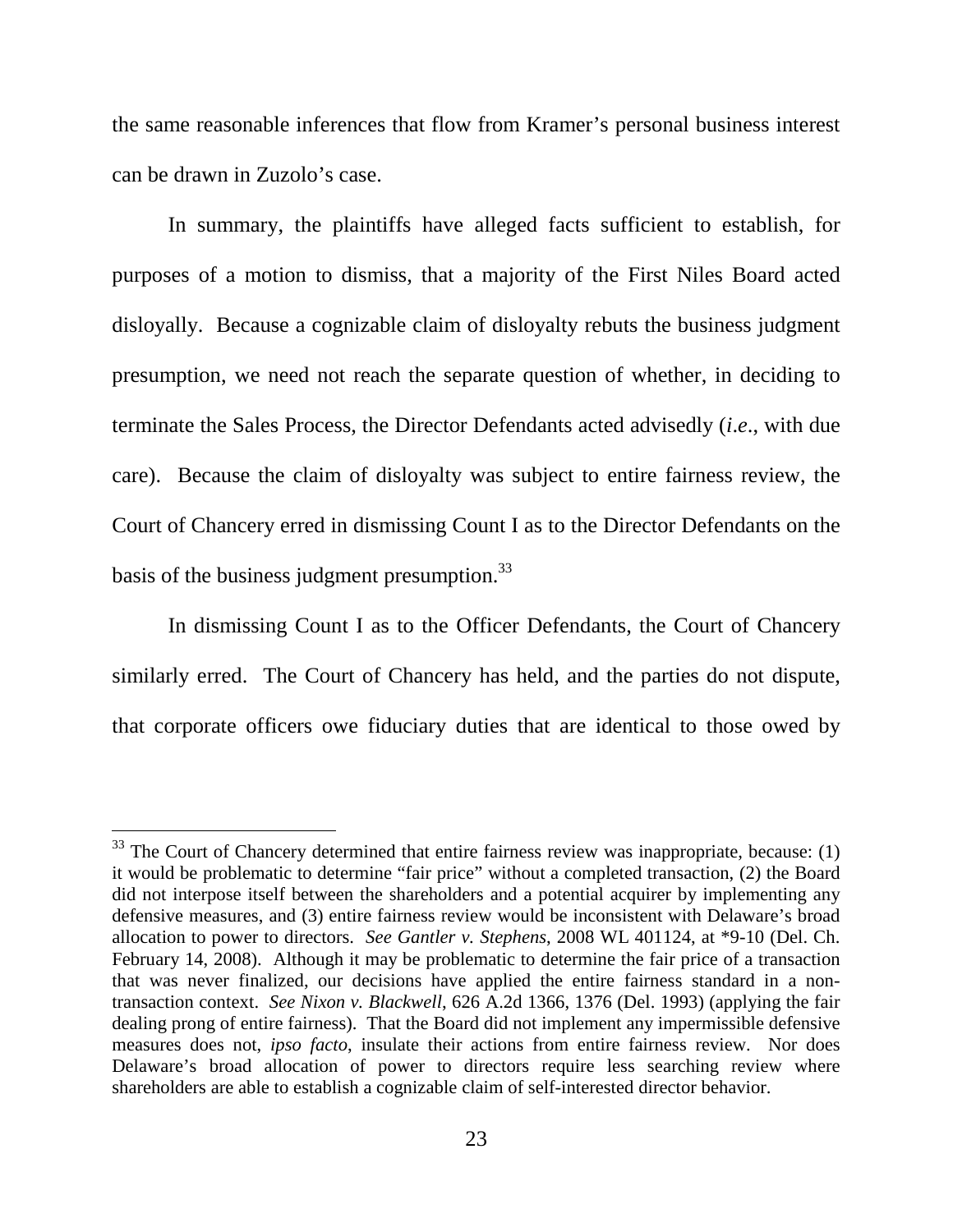the same reasonable inferences that flow from Kramer's personal business interest can be drawn in Zuzolo's case.

In summary, the plaintiffs have alleged facts sufficient to establish, for purposes of a motion to dismiss, that a majority of the First Niles Board acted disloyally. Because a cognizable claim of disloyalty rebuts the business judgment presumption, we need not reach the separate question of whether, in deciding to terminate the Sales Process, the Director Defendants acted advisedly (*i.e*., with due care). Because the claim of disloyalty was subject to entire fairness review, the Court of Chancery erred in dismissing Count I as to the Director Defendants on the basis of the business judgment presumption.[33]

In dismissing Count I as to the Officer Defendants, the Court of Chancery similarly erred. The Court of Chancery has held, and the parties do not dispute, that corporate officers owe fiduciary duties that are identical to those owed by

---

[33] The Court of Chancery determined that entire fairness review was inappropriate, because: (1) it would be problematic to determine "fair price" without a completed transaction, (2) the Board did not interpose itself between the shareholders and a potential acquirer by implementing any defensive measures, and (3) entire fairness review would be inconsistent with Delaware's broad allocation to power to directors. *See Gantler v. Stephens*, 2008 WL 401124, at *9-10 (Del. Ch. February 14, 2008). Although it may be problematic to determine the fair price of a transaction that was never finalized, our decisions have applied the entire fairness standard in a non-transaction context. *See Nixon v. Blackwell*, 626 A.2d 1366, 1376 (Del. 1993) (applying the fair dealing prong of entire fairness). That the Board did not implement any impermissible defensive measures does not, *ipso facto*, insulate their actions from entire fairness review. Nor does Delaware's broad allocation of power to directors require less searching review where shareholders are able to establish a cognizable claim of self-interested director behavior.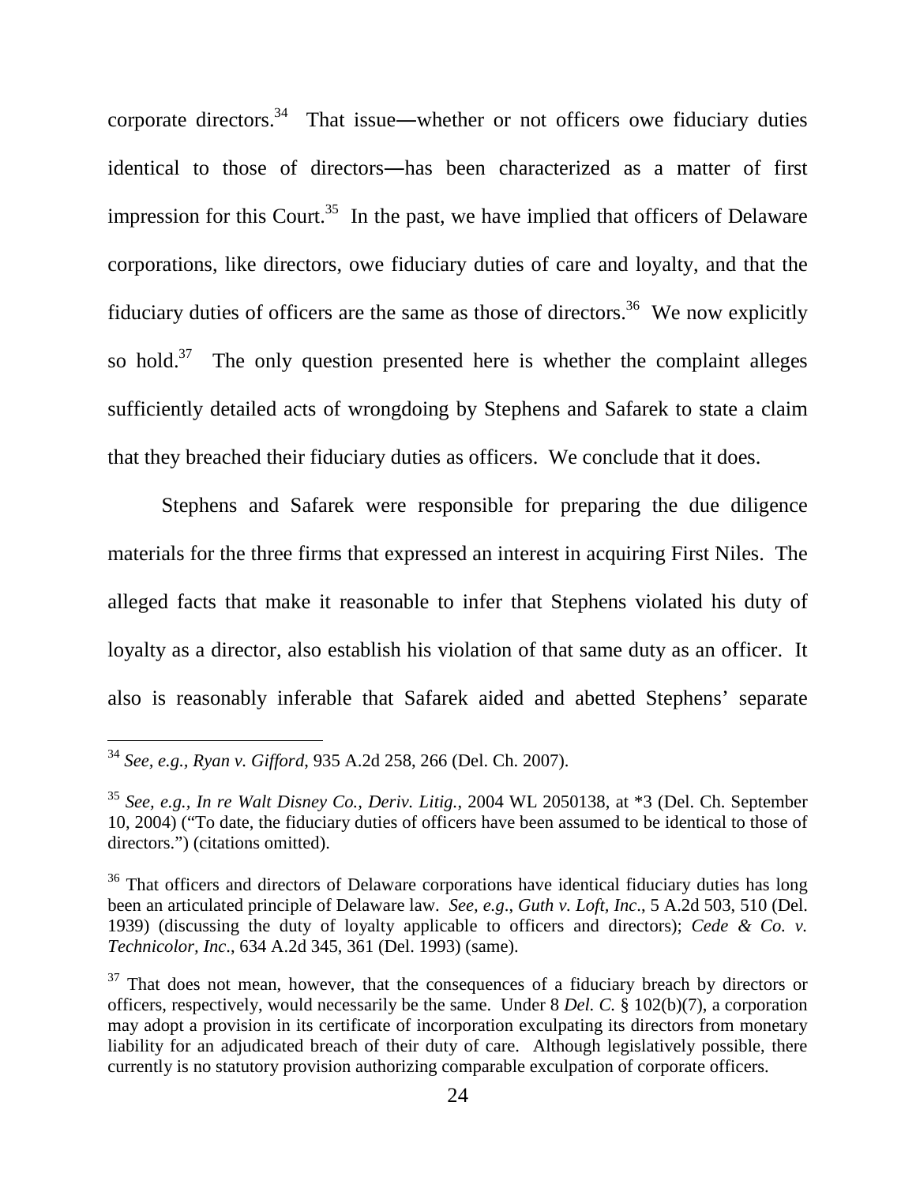corporate directors.[34] That issue—whether or not officers owe fiduciary duties identical to those of directors—has been characterized as a matter of first impression for this Court.[35] In the past, we have implied that officers of Delaware corporations, like directors, owe fiduciary duties of care and loyalty, and that the fiduciary duties of officers are the same as those of directors.[36] We now explicitly so hold.[37] The only question presented here is whether the complaint alleges sufficiently detailed acts of wrongdoing by Stephens and Safarek to state a claim that they breached their fiduciary duties as officers. We conclude that it does.

Stephens and Safarek were responsible for preparing the due diligence materials for the three firms that expressed an interest in acquiring First Niles. The alleged facts that make it reasonable to infer that Stephens violated his duty of loyalty as a director, also establish his violation of that same duty as an officer. It also is reasonably inferable that Safarek aided and abetted Stephens' separate

---

[34] *See, e.g., Ryan v. Gifford*, 935 A.2d 258, 266 (Del. Ch. 2007).

[35] *See, e.g., In re Walt Disney Co., Deriv. Litig.*, 2004 WL 2050138, at *3 (Del. Ch. September 10, 2004) ("To date, the fiduciary duties of officers have been assumed to be identical to those of directors.") (citations omitted).

[36] That officers and directors of Delaware corporations have identical fiduciary duties has long been an articulated principle of Delaware law. *See, e.g.*, *Guth v. Loft, Inc*., 5 A.2d 503, 510 (Del. 1939) (discussing the duty of loyalty applicable to officers and directors); *Cede & Co. v. Technicolor, Inc*., 634 A.2d 345, 361 (Del. 1993) (same).

[37] That does not mean, however, that the consequences of a fiduciary breach by directors or officers, respectively, would necessarily be the same. Under 8 *Del. C.* § 102(b)(7), a corporation may adopt a provision in its certificate of incorporation exculpating its directors from monetary liability for an adjudicated breach of their duty of care. Although legislatively possible, there currently is no statutory provision authorizing comparable exculpation of corporate officers.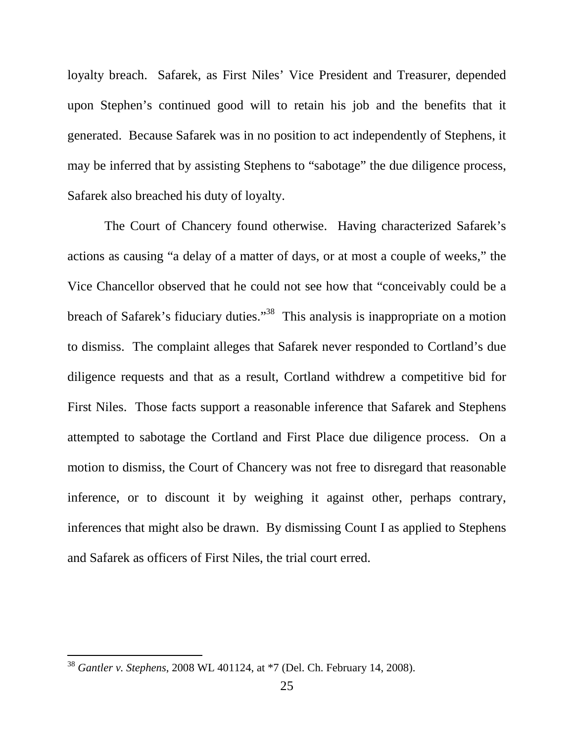loyalty breach. Safarek, as First Niles' Vice President and Treasurer, depended upon Stephen's continued good will to retain his job and the benefits that it generated. Because Safarek was in no position to act independently of Stephens, it may be inferred that by assisting Stephens to "sabotage" the due diligence process, Safarek also breached his duty of loyalty.

The Court of Chancery found otherwise. Having characterized Safarek's actions as causing "a delay of a matter of days, or at most a couple of weeks," the Vice Chancellor observed that he could not see how that "conceivably could be a breach of Safarek's fiduciary duties."[38] This analysis is inappropriate on a motion to dismiss. The complaint alleges that Safarek never responded to Cortland's due diligence requests and that as a result, Cortland withdrew a competitive bid for First Niles. Those facts support a reasonable inference that Safarek and Stephens attempted to sabotage the Cortland and First Place due diligence process. On a motion to dismiss, the Court of Chancery was not free to disregard that reasonable inference, or to discount it by weighing it against other, perhaps contrary, inferences that might also be drawn. By dismissing Count I as applied to Stephens and Safarek as officers of First Niles, the trial court erred.

---

[38] *Gantler v. Stephens*, 2008 WL 401124, at *7 (Del. Ch. February 14, 2008).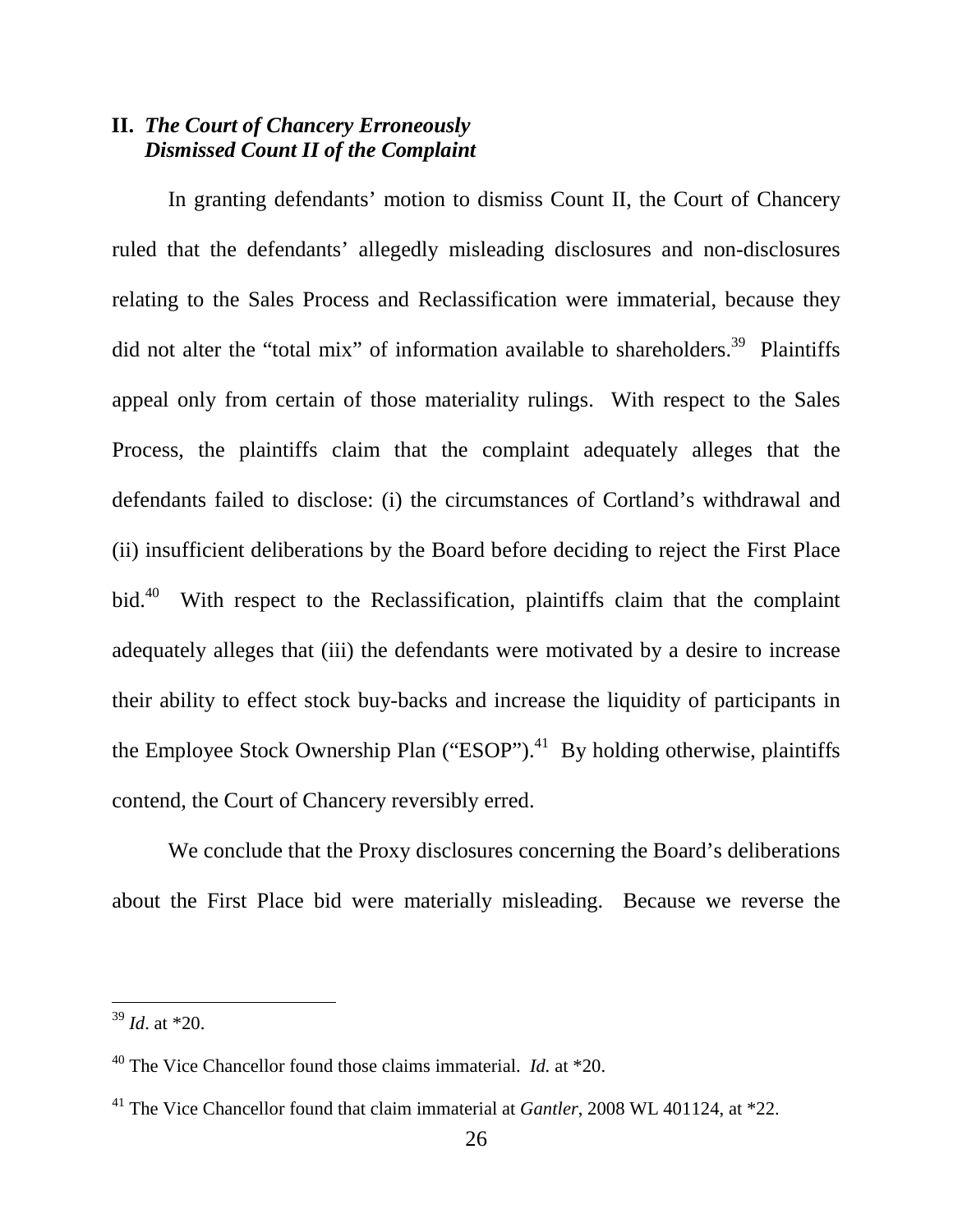## II. *The Court of Chancery Erroneously Dismissed Count II of the Complaint*

In granting defendants' motion to dismiss Count II, the Court of Chancery ruled that the defendants' allegedly misleading disclosures and non-disclosures relating to the Sales Process and Reclassification were immaterial, because they did not alter the "total mix" of information available to shareholders.[39] Plaintiffs appeal only from certain of those materiality rulings. With respect to the Sales Process, the plaintiffs claim that the complaint adequately alleges that the defendants failed to disclose: (i) the circumstances of Cortland's withdrawal and (ii) insufficient deliberations by the Board before deciding to reject the First Place bid.[40] With respect to the Reclassification, plaintiffs claim that the complaint adequately alleges that (iii) the defendants were motivated by a desire to increase their ability to effect stock buy-backs and increase the liquidity of participants in the Employee Stock Ownership Plan ("ESOP").[41] By holding otherwise, plaintiffs contend, the Court of Chancery reversibly erred.

We conclude that the Proxy disclosures concerning the Board's deliberations about the First Place bid were materially misleading. Because we reverse the

---

[39] *Id*. at *20.

[40] The Vice Chancellor found those claims immaterial. *Id.* at *20.

[41] The Vice Chancellor found that claim immaterial at *Gantler*, 2008 WL 401124, at *22.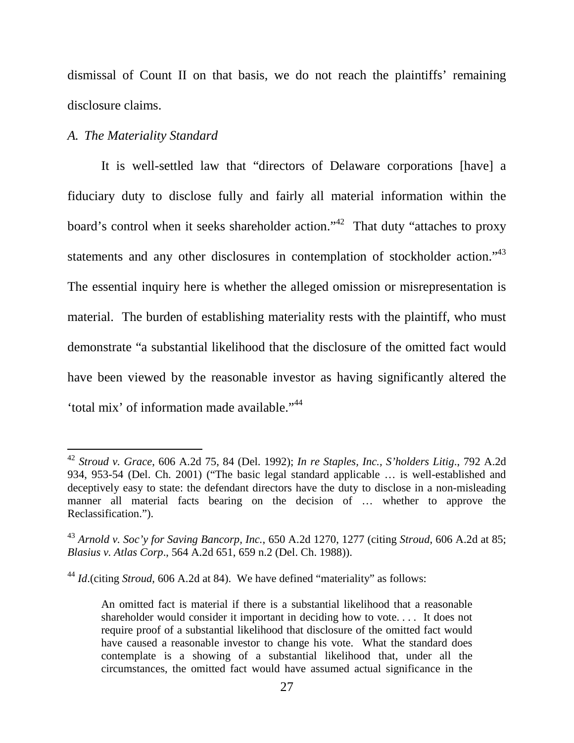dismissal of Count II on that basis, we do not reach the plaintiffs' remaining disclosure claims.

*A. The Materiality Standard*

It is well-settled law that "directors of Delaware corporations [have] a fiduciary duty to disclose fully and fairly all material information within the board's control when it seeks shareholder action."[42] That duty "attaches to proxy statements and any other disclosures in contemplation of stockholder action."[43] The essential inquiry here is whether the alleged omission or misrepresentation is material. The burden of establishing materiality rests with the plaintiff, who must demonstrate "a substantial likelihood that the disclosure of the omitted fact would have been viewed by the reasonable investor as having significantly altered the 'total mix' of information made available."[44]

---

[42] *Stroud v. Grace*, 606 A.2d 75, 84 (Del. 1992); *In re Staples, Inc., S'holders Litig*., 792 A.2d 934, 953-54 (Del. Ch. 2001) ("The basic legal standard applicable … is well-established and deceptively easy to state: the defendant directors have the duty to disclose in a non-misleading manner all material facts bearing on the decision of … whether to approve the Reclassification.").

[43] *Arnold v. Soc'y for Saving Bancorp, Inc.*, 650 A.2d 1270, 1277 (citing *Stroud*, 606 A.2d at 85; *Blasius v. Atlas Corp*., 564 A.2d 651, 659 n.2 (Del. Ch. 1988)).

[44] *Id*.(citing *Stroud*, 606 A.2d at 84). We have defined "materiality" as follows:

> An omitted fact is material if there is a substantial likelihood that a reasonable shareholder would consider it important in deciding how to vote. . . . It does not require proof of a substantial likelihood that disclosure of the omitted fact would have caused a reasonable investor to change his vote. What the standard does contemplate is a showing of a substantial likelihood that, under all the circumstances, the omitted fact would have assumed actual significance in the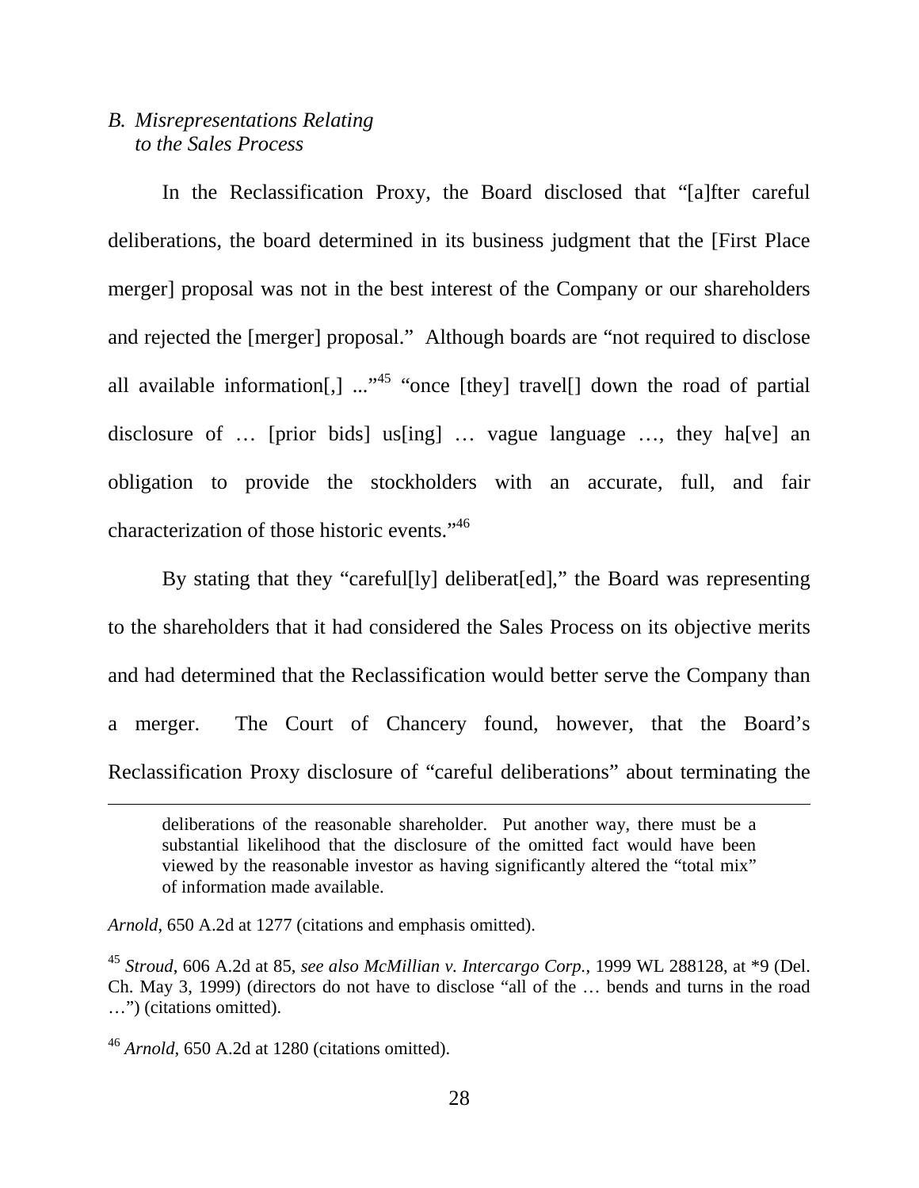*B. Misrepresentations Relating to the Sales Process*

In the Reclassification Proxy, the Board disclosed that "[a]fter careful deliberations, the board determined in its business judgment that the [First Place merger] proposal was not in the best interest of the Company or our shareholders and rejected the [merger] proposal." Although boards are "not required to disclose all available information[,] ..."[45] "once [they] travel[] down the road of partial disclosure of … [prior bids] us[ing] … vague language …, they ha[ve] an obligation to provide the stockholders with an accurate, full, and fair characterization of those historic events."[46]

By stating that they "careful[ly] deliberat[ed]," the Board was representing to the shareholders that it had considered the Sales Process on its objective merits and had determined that the Reclassification would better serve the Company than a merger. The Court of Chancery found, however, that the Board's Reclassification Proxy disclosure of "careful deliberations" about terminating the

---

deliberations of the reasonable shareholder. Put another way, there must be a substantial likelihood that the disclosure of the omitted fact would have been viewed by the reasonable investor as having significantly altered the "total mix" of information made available.

*Arnold*, 650 A.2d at 1277 (citations and emphasis omitted).

[45] *Stroud*, 606 A.2d at 85, *see also McMillian v. Intercargo Corp.*, 1999 WL 288128, at *9 (Del. Ch. May 3, 1999) (directors do not have to disclose "all of the … bends and turns in the road …") (citations omitted).

[46] *Arnold*, 650 A.2d at 1280 (citations omitted).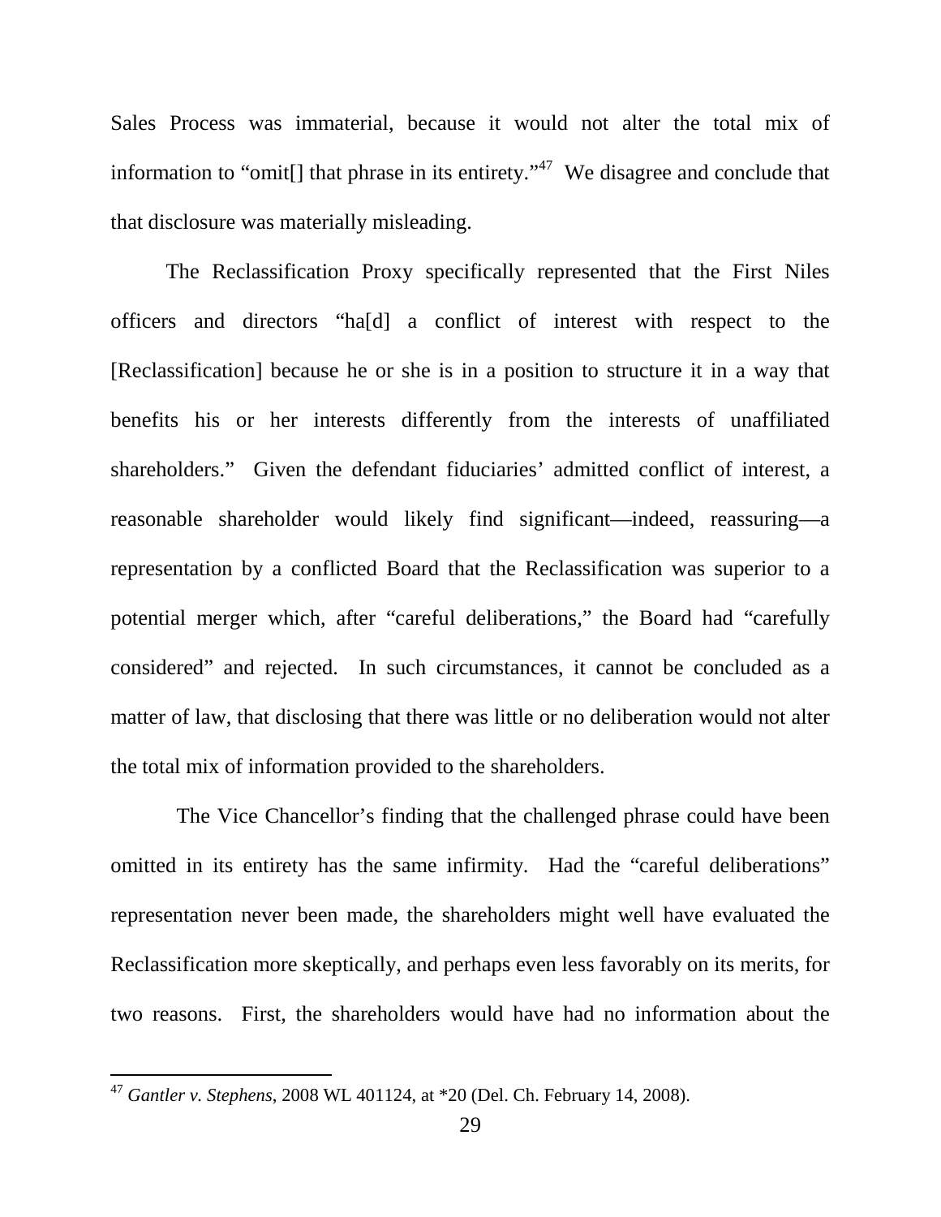Sales Process was immaterial, because it would not alter the total mix of information to "omit[] that phrase in its entirety."[47] We disagree and conclude that that disclosure was materially misleading.

The Reclassification Proxy specifically represented that the First Niles officers and directors "ha[d] a conflict of interest with respect to the [Reclassification] because he or she is in a position to structure it in a way that benefits his or her interests differently from the interests of unaffiliated shareholders." Given the defendant fiduciaries' admitted conflict of interest, a reasonable shareholder would likely find significant—indeed, reassuring—a representation by a conflicted Board that the Reclassification was superior to a potential merger which, after "careful deliberations," the Board had "carefully considered" and rejected. In such circumstances, it cannot be concluded as a matter of law, that disclosing that there was little or no deliberation would not alter the total mix of information provided to the shareholders.

The Vice Chancellor's finding that the challenged phrase could have been omitted in its entirety has the same infirmity. Had the "careful deliberations" representation never been made, the shareholders might well have evaluated the Reclassification more skeptically, and perhaps even less favorably on its merits, for two reasons. First, the shareholders would have had no information about the

---

[47] *Gantler v. Stephens*, 2008 WL 401124, at *20 (Del. Ch. February 14, 2008).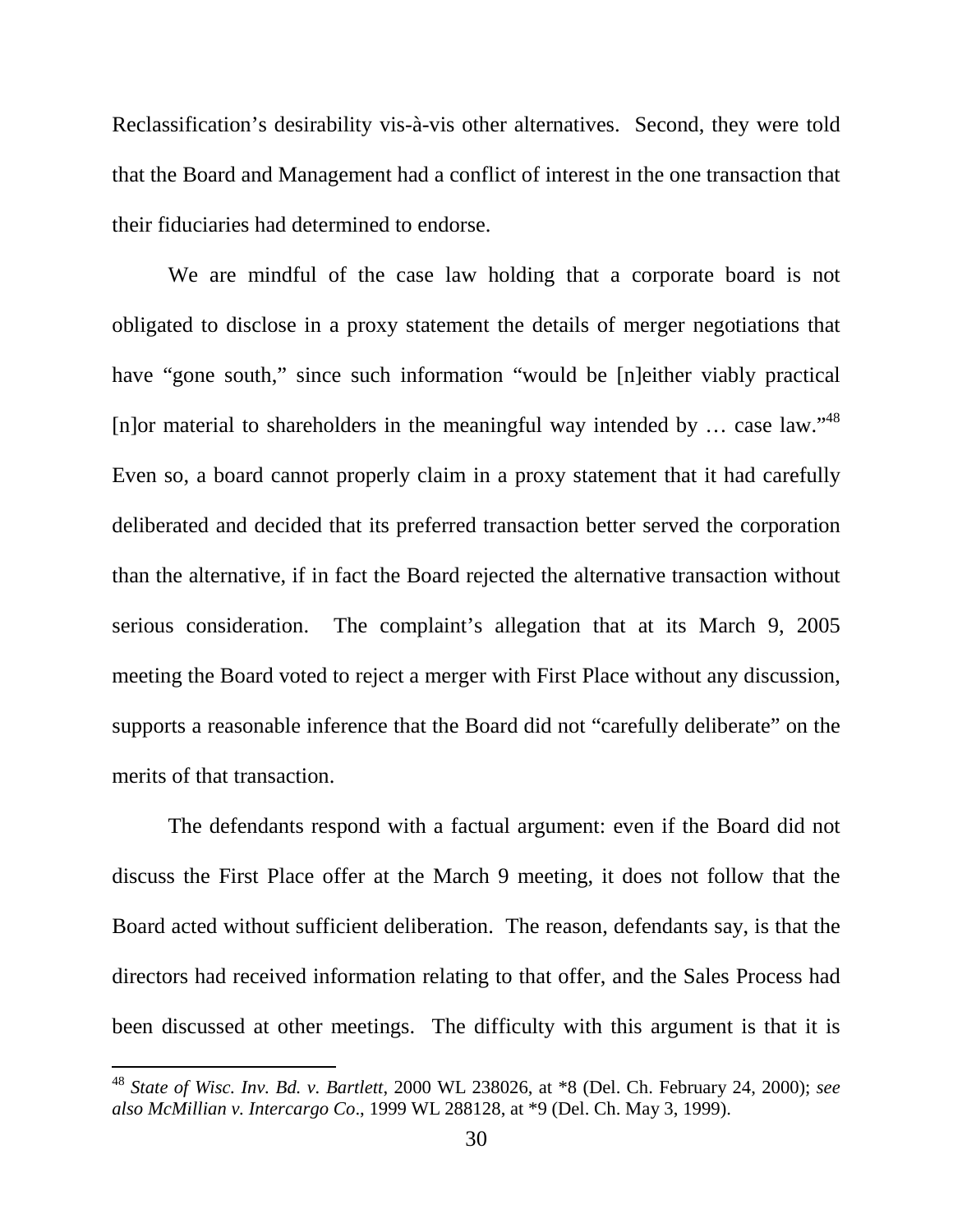Reclassification's desirability vis-à-vis other alternatives. Second, they were told that the Board and Management had a conflict of interest in the one transaction that their fiduciaries had determined to endorse.

We are mindful of the case law holding that a corporate board is not obligated to disclose in a proxy statement the details of merger negotiations that have "gone south," since such information "would be [n]either viably practical [n]or material to shareholders in the meaningful way intended by … case law."[48] Even so, a board cannot properly claim in a proxy statement that it had carefully deliberated and decided that its preferred transaction better served the corporation than the alternative, if in fact the Board rejected the alternative transaction without serious consideration. The complaint's allegation that at its March 9, 2005 meeting the Board voted to reject a merger with First Place without any discussion, supports a reasonable inference that the Board did not "carefully deliberate" on the merits of that transaction.

The defendants respond with a factual argument: even if the Board did not discuss the First Place offer at the March 9 meeting, it does not follow that the Board acted without sufficient deliberation. The reason, defendants say, is that the directors had received information relating to that offer, and the Sales Process had been discussed at other meetings. The difficulty with this argument is that it is

---

[48] *State of Wisc. Inv. Bd. v. Bartlett*, 2000 WL 238026, at *8 (Del. Ch. February 24, 2000); *see also McMillian v. Intercargo Co*., 1999 WL 288128, at *9 (Del. Ch. May 3, 1999).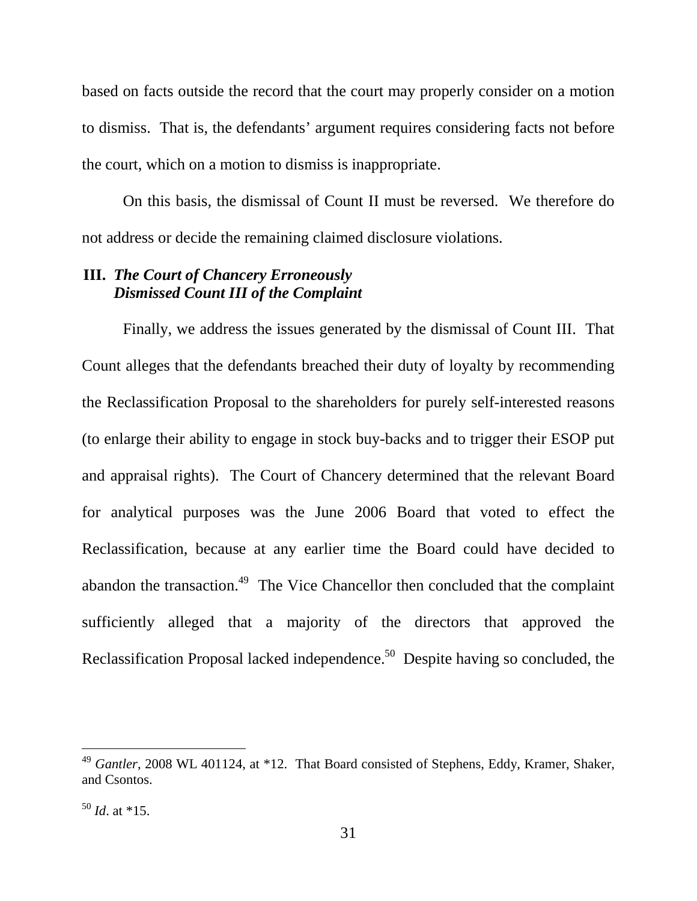based on facts outside the record that the court may properly consider on a motion to dismiss. That is, the defendants' argument requires considering facts not before the court, which on a motion to dismiss is inappropriate.

On this basis, the dismissal of Count II must be reversed. We therefore do not address or decide the remaining claimed disclosure violations.

### III. *The Court of Chancery Erroneously Dismissed Count III of the Complaint*

Finally, we address the issues generated by the dismissal of Count III. That Count alleges that the defendants breached their duty of loyalty by recommending the Reclassification Proposal to the shareholders for purely self-interested reasons (to enlarge their ability to engage in stock buy-backs and to trigger their ESOP put and appraisal rights). The Court of Chancery determined that the relevant Board for analytical purposes was the June 2006 Board that voted to effect the Reclassification, because at any earlier time the Board could have decided to abandon the transaction.[49] The Vice Chancellor then concluded that the complaint sufficiently alleged that a majority of the directors that approved the Reclassification Proposal lacked independence.[50] Despite having so concluded, the

---

[49] *Gantler*, 2008 WL 401124, at *12. That Board consisted of Stephens, Eddy, Kramer, Shaker, and Csontos.

[50] *Id*. at *15.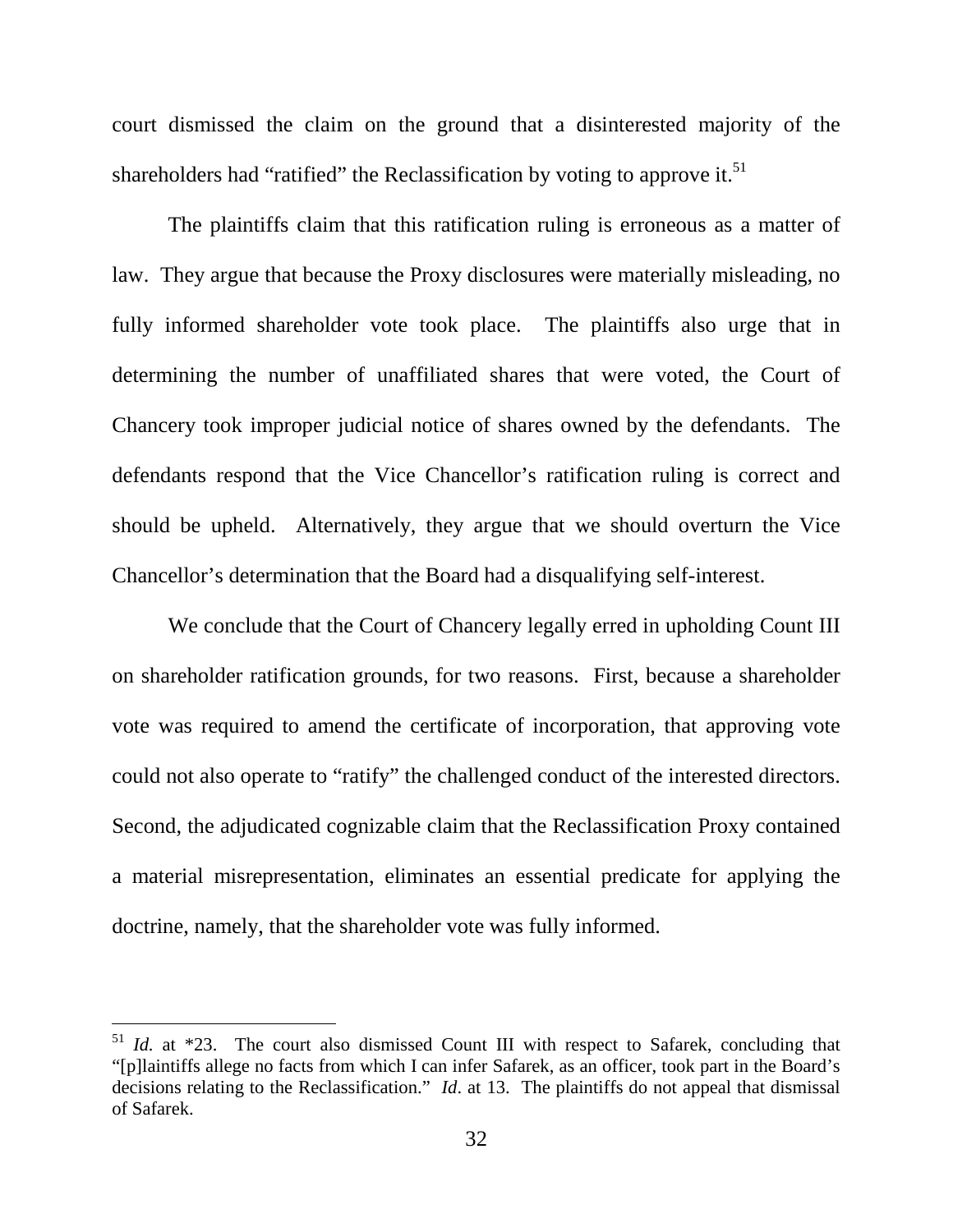court dismissed the claim on the ground that a disinterested majority of the shareholders had "ratified" the Reclassification by voting to approve it.[51]

The plaintiffs claim that this ratification ruling is erroneous as a matter of law. They argue that because the Proxy disclosures were materially misleading, no fully informed shareholder vote took place. The plaintiffs also urge that in determining the number of unaffiliated shares that were voted, the Court of Chancery took improper judicial notice of shares owned by the defendants. The defendants respond that the Vice Chancellor's ratification ruling is correct and should be upheld. Alternatively, they argue that we should overturn the Vice Chancellor's determination that the Board had a disqualifying self-interest.

We conclude that the Court of Chancery legally erred in upholding Count III on shareholder ratification grounds, for two reasons. First, because a shareholder vote was required to amend the certificate of incorporation, that approving vote could not also operate to "ratify" the challenged conduct of the interested directors. Second, the adjudicated cognizable claim that the Reclassification Proxy contained a material misrepresentation, eliminates an essential predicate for applying the doctrine, namely, that the shareholder vote was fully informed.

---

[51] *Id.* at *23. The court also dismissed Count III with respect to Safarek, concluding that "[p]laintiffs allege no facts from which I can infer Safarek, as an officer, took part in the Board's decisions relating to the Reclassification." *Id*. at 13. The plaintiffs do not appeal that dismissal of Safarek.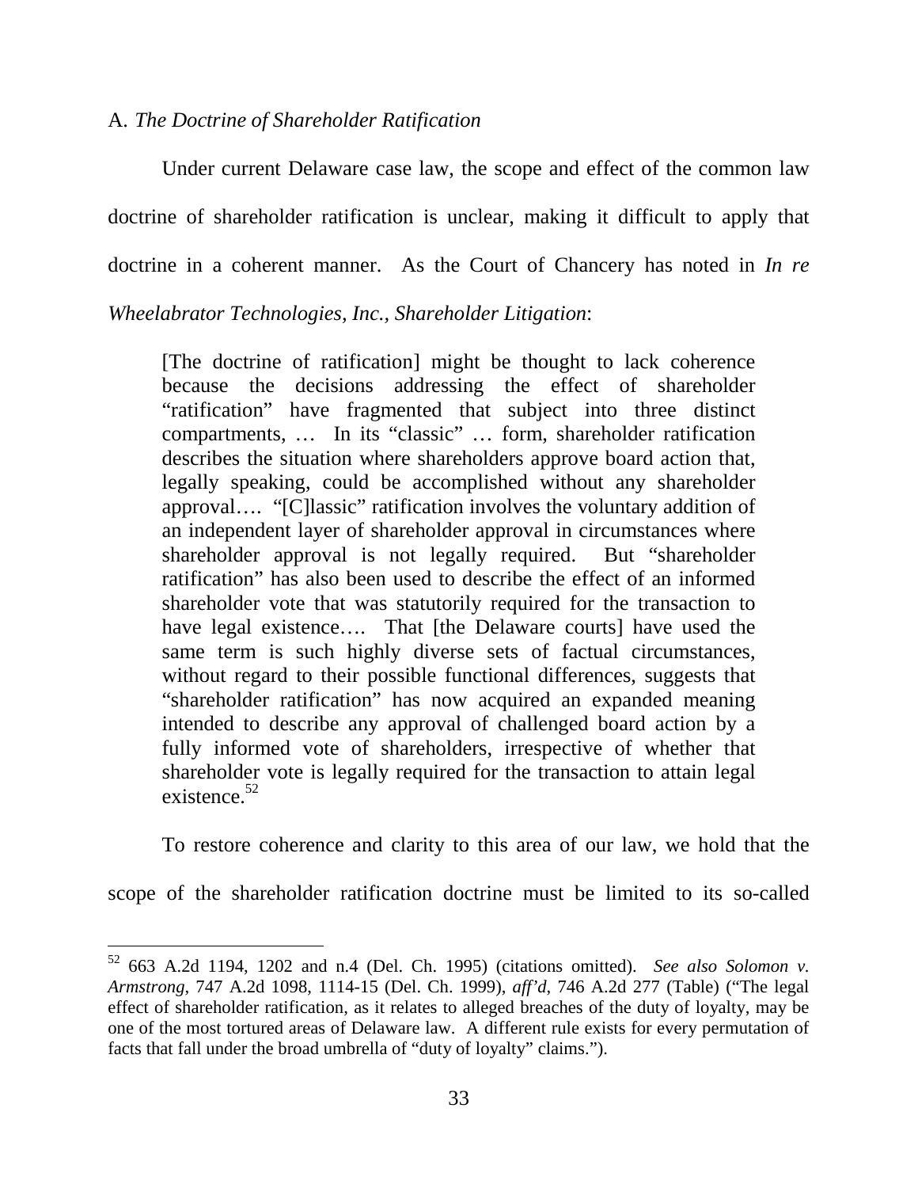A. *The Doctrine of Shareholder Ratification*

Under current Delaware case law, the scope and effect of the common law doctrine of shareholder ratification is unclear, making it difficult to apply that doctrine in a coherent manner. As the Court of Chancery has noted in *In re Wheelabrator Technologies, Inc., Shareholder Litigation*:

> [The doctrine of ratification] might be thought to lack coherence because the decisions addressing the effect of shareholder "ratification" have fragmented that subject into three distinct compartments, … In its "classic" … form, shareholder ratification describes the situation where shareholders approve board action that, legally speaking, could be accomplished without any shareholder approval…. "[C]lassic" ratification involves the voluntary addition of an independent layer of shareholder approval in circumstances where shareholder approval is not legally required. But "shareholder ratification" has also been used to describe the effect of an informed shareholder vote that was statutorily required for the transaction to have legal existence…. That [the Delaware courts] have used the same term is such highly diverse sets of factual circumstances, without regard to their possible functional differences, suggests that "shareholder ratification" has now acquired an expanded meaning intended to describe any approval of challenged board action by a fully informed vote of shareholders, irrespective of whether that shareholder vote is legally required for the transaction to attain legal existence.[52]

To restore coherence and clarity to this area of our law, we hold that the scope of the shareholder ratification doctrine must be limited to its so-called

---

[52] 663 A.2d 1194, 1202 and n.4 (Del. Ch. 1995) (citations omitted). *See also Solomon v. Armstrong*, 747 A.2d 1098, 1114-15 (Del. Ch. 1999), *aff'd*, 746 A.2d 277 (Table) ("The legal effect of shareholder ratification, as it relates to alleged breaches of the duty of loyalty, may be one of the most tortured areas of Delaware law. A different rule exists for every permutation of facts that fall under the broad umbrella of "duty of loyalty" claims.").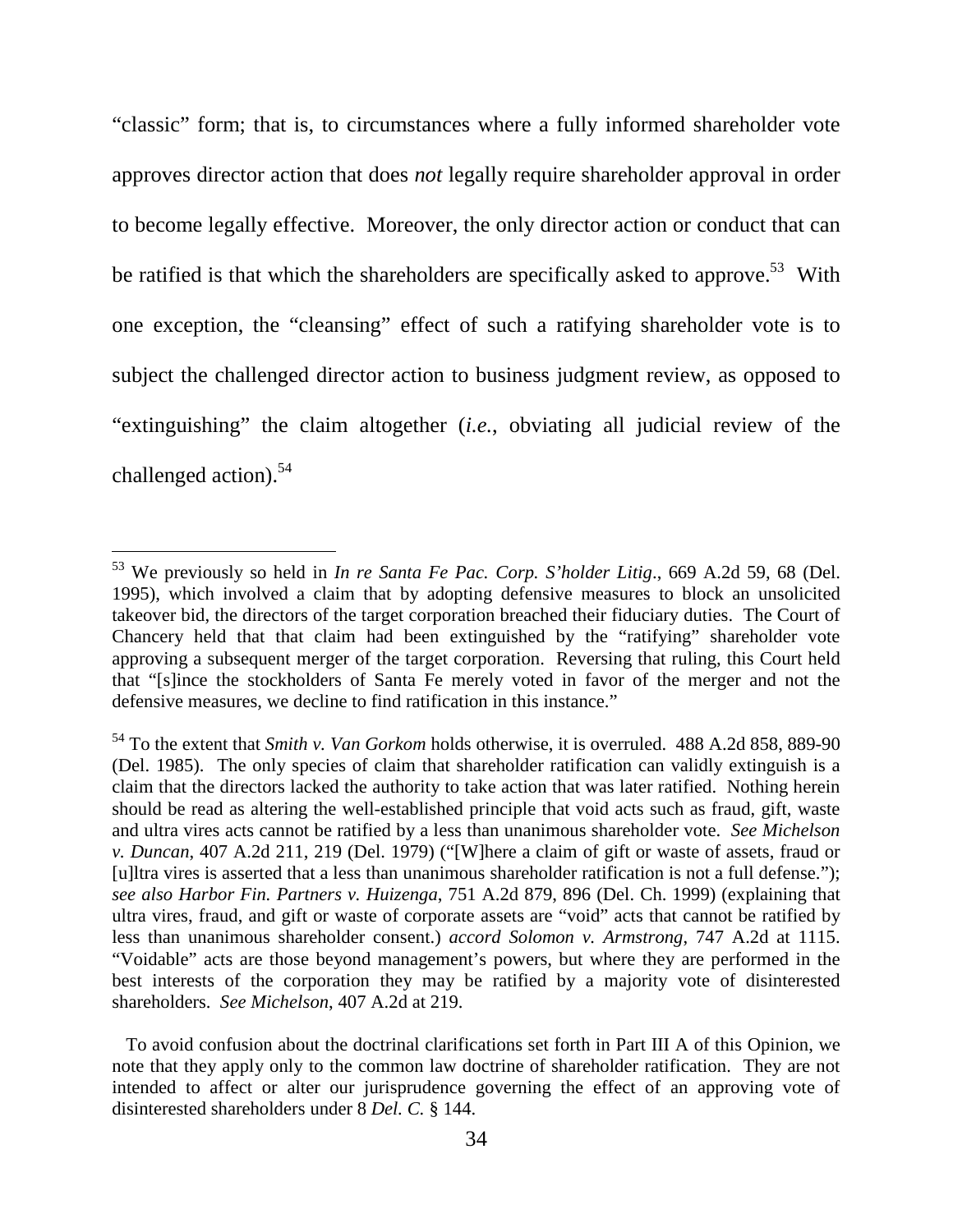"classic" form; that is, to circumstances where a fully informed shareholder vote approves director action that does *not* legally require shareholder approval in order to become legally effective. Moreover, the only director action or conduct that can be ratified is that which the shareholders are specifically asked to approve.[53] With one exception, the "cleansing" effect of such a ratifying shareholder vote is to subject the challenged director action to business judgment review, as opposed to "extinguishing" the claim altogether (*i.e.*, obviating all judicial review of the challenged action).[54]

---

[53] We previously so held in *In re Santa Fe Pac. Corp. S'holder Litig*., 669 A.2d 59, 68 (Del. 1995), which involved a claim that by adopting defensive measures to block an unsolicited takeover bid, the directors of the target corporation breached their fiduciary duties. The Court of Chancery held that that claim had been extinguished by the "ratifying" shareholder vote approving a subsequent merger of the target corporation. Reversing that ruling, this Court held that "[s]ince the stockholders of Santa Fe merely voted in favor of the merger and not the defensive measures, we decline to find ratification in this instance."

[54] To the extent that *Smith v. Van Gorkom* holds otherwise, it is overruled. 488 A.2d 858, 889-90 (Del. 1985). The only species of claim that shareholder ratification can validly extinguish is a claim that the directors lacked the authority to take action that was later ratified. Nothing herein should be read as altering the well-established principle that void acts such as fraud, gift, waste and ultra vires acts cannot be ratified by a less than unanimous shareholder vote. *See Michelson v. Duncan*, 407 A.2d 211, 219 (Del. 1979) ("[W]here a claim of gift or waste of assets, fraud or [u]ltra vires is asserted that a less than unanimous shareholder ratification is not a full defense."); *see also Harbor Fin. Partners v. Huizenga*, 751 A.2d 879, 896 (Del. Ch. 1999) (explaining that ultra vires, fraud, and gift or waste of corporate assets are "void" acts that cannot be ratified by less than unanimous shareholder consent.) *accord Solomon v. Armstrong*, 747 A.2d at 1115. "Voidable" acts are those beyond management's powers, but where they are performed in the best interests of the corporation they may be ratified by a majority vote of disinterested shareholders. *See Michelson*, 407 A.2d at 219.

To avoid confusion about the doctrinal clarifications set forth in Part III A of this Opinion, we note that they apply only to the common law doctrine of shareholder ratification. They are not intended to affect or alter our jurisprudence governing the effect of an approving vote of disinterested shareholders under 8 *Del. C.* § 144.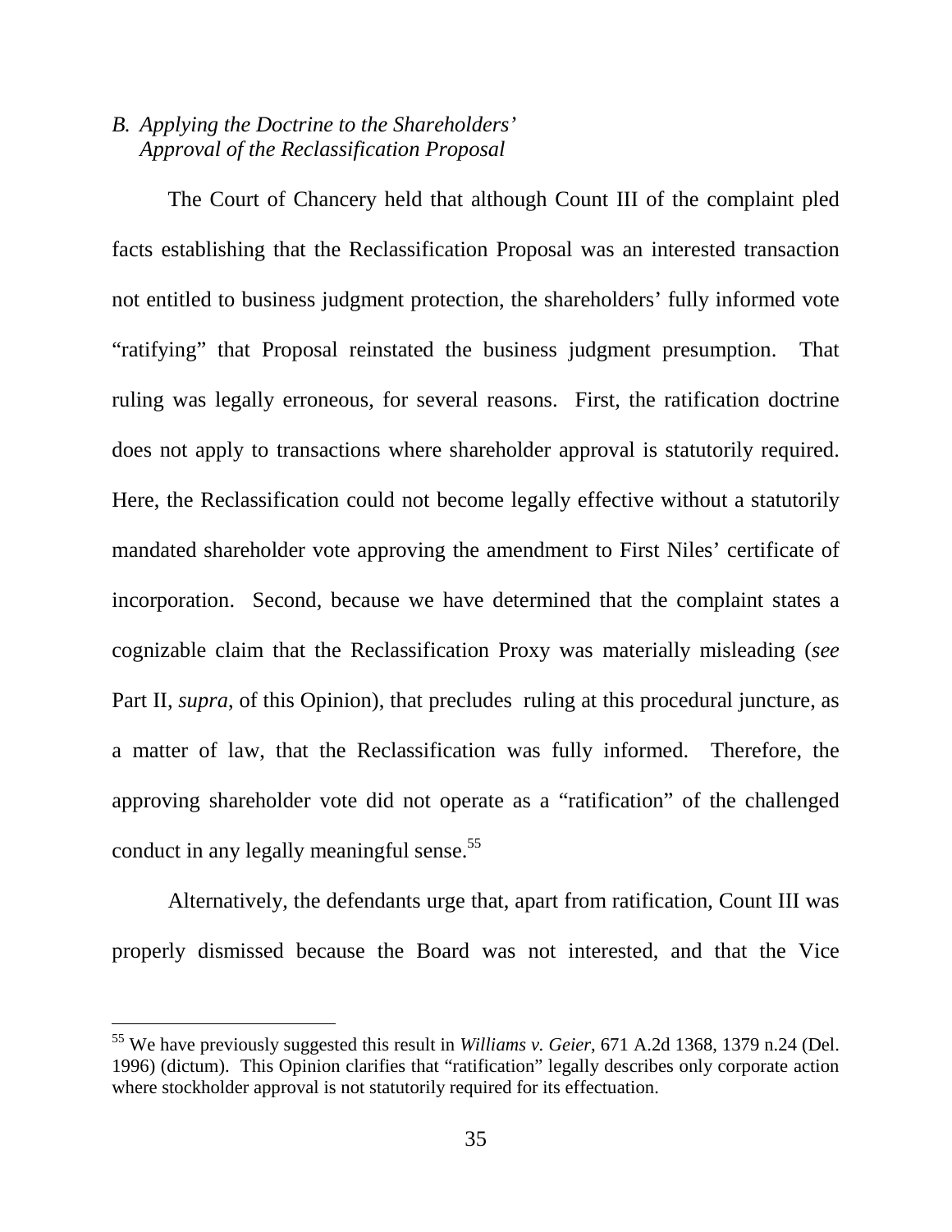### *B. Applying the Doctrine to the Shareholders' Approval of the Reclassification Proposal*

The Court of Chancery held that although Count III of the complaint pled facts establishing that the Reclassification Proposal was an interested transaction not entitled to business judgment protection, the shareholders' fully informed vote "ratifying" that Proposal reinstated the business judgment presumption. That ruling was legally erroneous, for several reasons. First, the ratification doctrine does not apply to transactions where shareholder approval is statutorily required. Here, the Reclassification could not become legally effective without a statutorily mandated shareholder vote approving the amendment to First Niles' certificate of incorporation. Second, because we have determined that the complaint states a cognizable claim that the Reclassification Proxy was materially misleading (*see* Part II, *supra*, of this Opinion), that precludes ruling at this procedural juncture, as a matter of law, that the Reclassification was fully informed. Therefore, the approving shareholder vote did not operate as a "ratification" of the challenged conduct in any legally meaningful sense.[55]

Alternatively, the defendants urge that, apart from ratification, Count III was properly dismissed because the Board was not interested, and that the Vice

---

[55] We have previously suggested this result in *Williams v. Geier*, 671 A.2d 1368, 1379 n.24 (Del. 1996) (dictum). This Opinion clarifies that "ratification" legally describes only corporate action where stockholder approval is not statutorily required for its effectuation.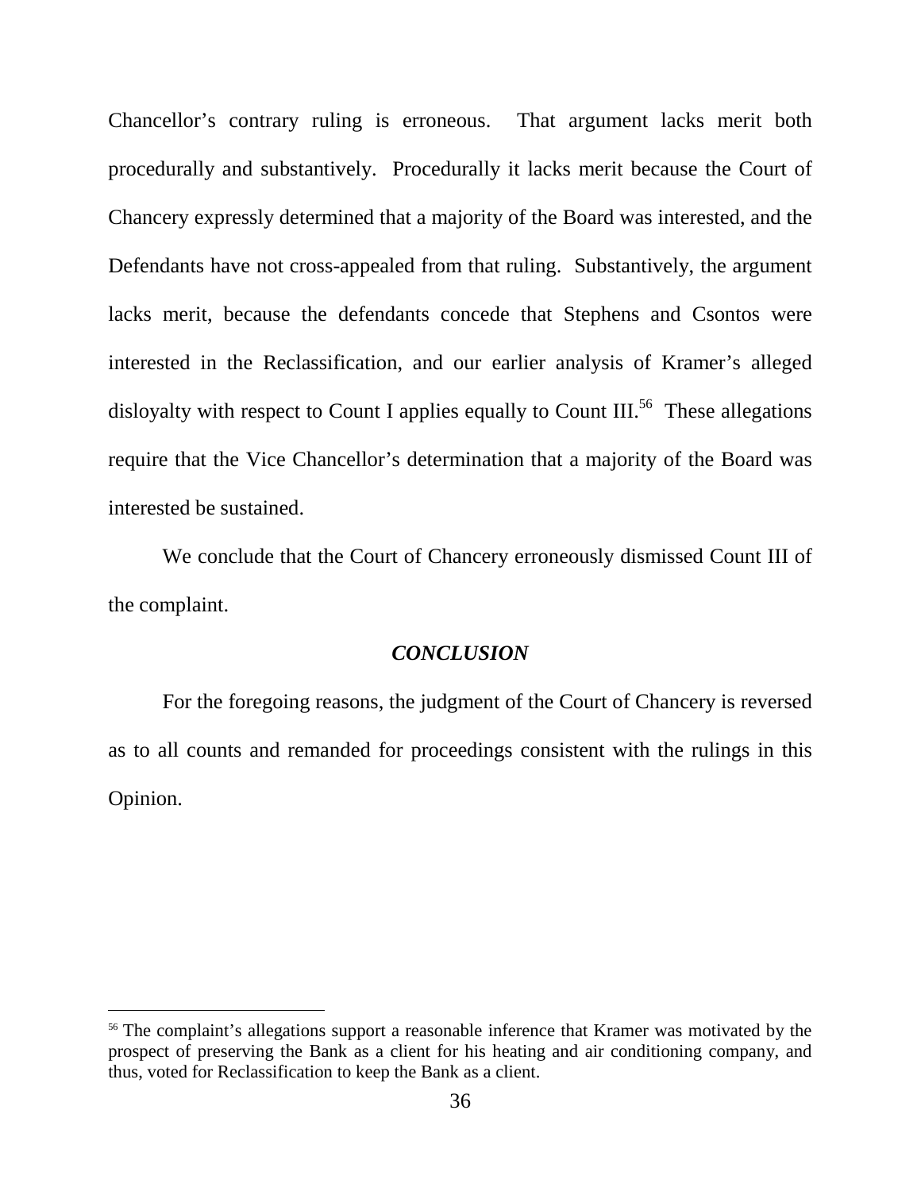Chancellor's contrary ruling is erroneous. That argument lacks merit both procedurally and substantively. Procedurally it lacks merit because the Court of Chancery expressly determined that a majority of the Board was interested, and the Defendants have not cross-appealed from that ruling. Substantively, the argument lacks merit, because the defendants concede that Stephens and Csontos were interested in the Reclassification, and our earlier analysis of Kramer's alleged disloyalty with respect to Count I applies equally to Count III.[56] These allegations require that the Vice Chancellor's determination that a majority of the Board was interested be sustained.

We conclude that the Court of Chancery erroneously dismissed Count III of the complaint.

## *CONCLUSION*

For the foregoing reasons, the judgment of the Court of Chancery is reversed as to all counts and remanded for proceedings consistent with the rulings in this Opinion.

---

[56] The complaint's allegations support a reasonable inference that Kramer was motivated by the prospect of preserving the Bank as a client for his heating and air conditioning company, and thus, voted for Reclassification to keep the Bank as a client.